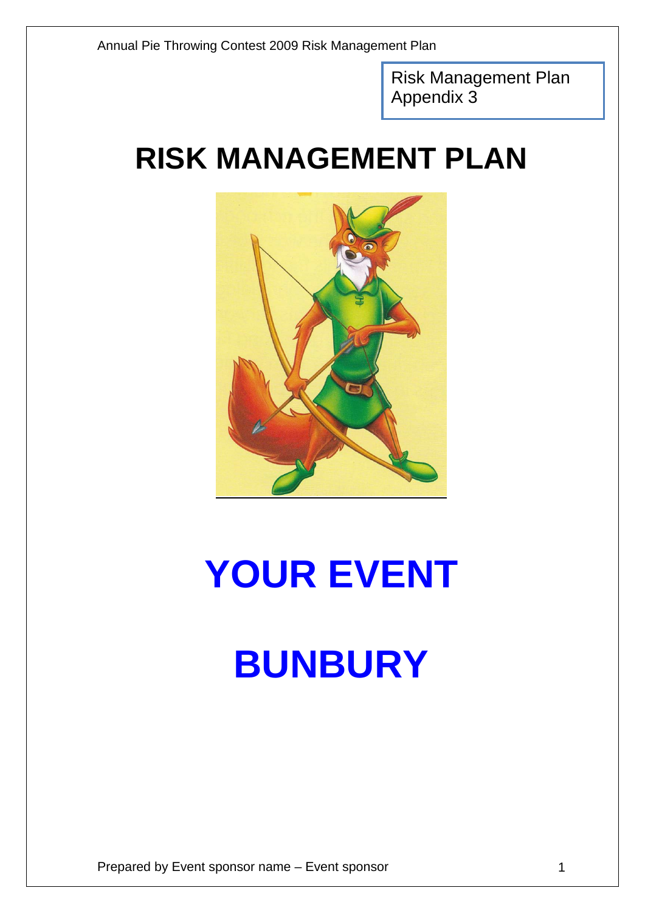Risk Management Plan
Appendix 3

# RISK MANAGEMENT PLAN

# YOUR EVENT

# BUNBURY

Prepared by Event sponsor name – Event sponsor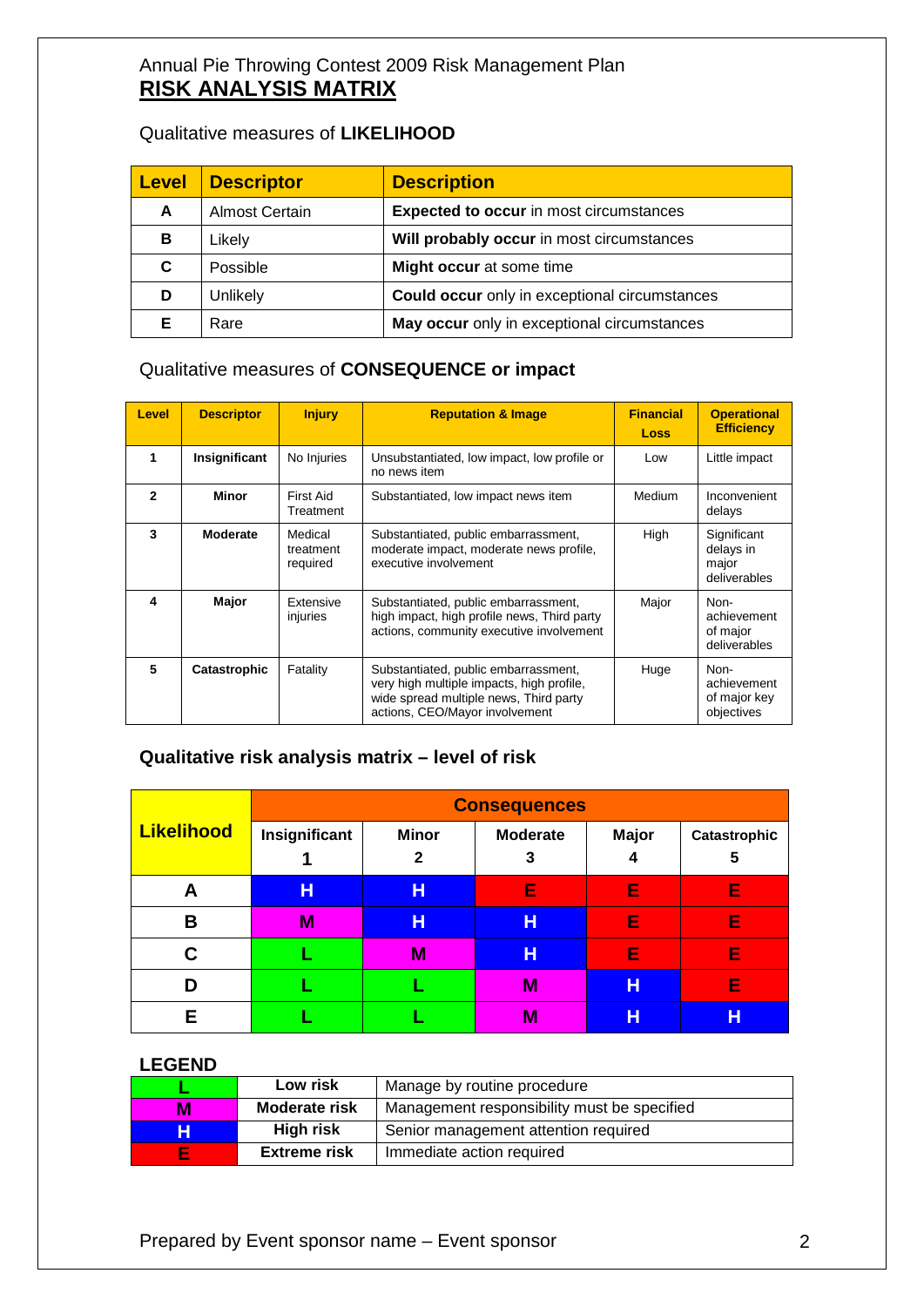Annual Pie Throwing Contest 2009 Risk Management Plan

## RISK ANALYSIS MATRIX

Qualitative measures of **LIKELIHOOD**

| Level | Descriptor | Description |
|---|---|---|
| A | Almost Certain | **Expected to occur** in most circumstances |
| B | Likely | **Will probably occur** in most circumstances |
| C | Possible | **Might occur** at some time |
| D | Unlikely | **Could occur** only in exceptional circumstances |
| E | Rare | **May occur** only in exceptional circumstances |

Qualitative measures of **CONSEQUENCE or impact**

| Level | Descriptor | Injury | Reputation & Image | Financial Loss | Operational Efficiency |
|---|---|---|---|---|---|
| 1 | **Insignificant** | No Injuries | Unsubstantiated, low impact, low profile or no news item | Low | Little impact |
| 2 | **Minor** | First Aid Treatment | Substantiated, low impact news item | Medium | Inconvenient delays |
| 3 | **Moderate** | Medical treatment required | Substantiated, public embarrassment, moderate impact, moderate news profile, executive involvement | High | Significant delays in major deliverables |
| 4 | **Major** | Extensive injuries | Substantiated, public embarrassment, high impact, high profile news, Third party actions, community executive involvement | Major | Non-achievement of major deliverables |
| 5 | **Catastrophic** | Fatality | Substantiated, public embarrassment, very high multiple impacts, high profile, wide spread multiple news, Third party actions, CEO/Mayor involvement | Huge | Non-achievement of major key objectives |

### Qualitative risk analysis matrix – level of risk

| Likelihood | Consequences | | | | |
|---|---|---|---|---|---|
| | Insignificant 1 | Minor 2 | Moderate 3 | Major 4 | Catastrophic 5 |
| A | H | H | E | E | E |
| B | M | H | H | E | E |
| C | L | M | H | E | E |
| D | L | L | M | H | E |
| E | L | L | M | H | H |

**LEGEND**

| | | |
|---|---|---|
| L | **Low risk** | Manage by routine procedure |
| M | **Moderate risk** | Management responsibility must be specified |
| H | **High risk** | Senior management attention required |
| E | **Extreme risk** | Immediate action required |

Prepared by Event sponsor name – Event sponsor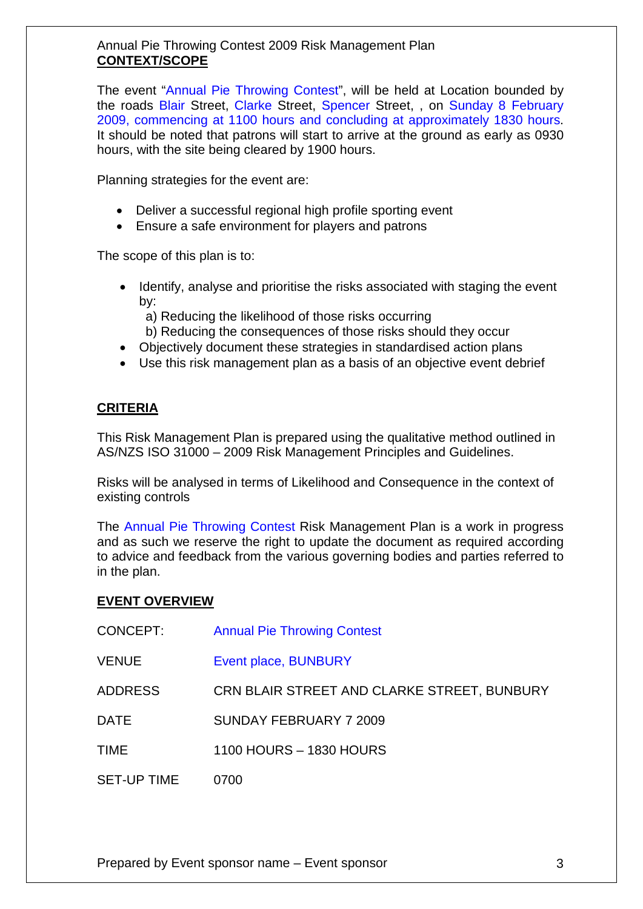Annual Pie Throwing Contest 2009 Risk Management Plan

## CONTEXT/SCOPE

The event "Annual Pie Throwing Contest", will be held at Location bounded by the roads Blair Street, Clarke Street, Spencer Street, , on Sunday 8 February 2009, commencing at 1100 hours and concluding at approximately 1830 hours. It should be noted that patrons will start to arrive at the ground as early as 0930 hours, with the site being cleared by 1900 hours.

Planning strategies for the event are:

- Deliver a successful regional high profile sporting event
- Ensure a safe environment for players and patrons

The scope of this plan is to:

- Identify, analyse and prioritise the risks associated with staging the event by:
  - a) Reducing the likelihood of those risks occurring
  - b) Reducing the consequences of those risks should they occur
- Objectively document these strategies in standardised action plans
- Use this risk management plan as a basis of an objective event debrief

## CRITERIA

This Risk Management Plan is prepared using the qualitative method outlined in AS/NZS ISO 31000 – 2009 Risk Management Principles and Guidelines.

Risks will be analysed in terms of Likelihood and Consequence in the context of existing controls

The Annual Pie Throwing Contest Risk Management Plan is a work in progress and as such we reserve the right to update the document as required according to advice and feedback from the various governing bodies and parties referred to in the plan.

## EVENT OVERVIEW

| | |
|---|---|
| CONCEPT: | Annual Pie Throwing Contest |
| VENUE | Event place, BUNBURY |
| ADDRESS | CRN BLAIR STREET AND CLARKE STREET, BUNBURY |
| DATE | SUNDAY FEBRUARY 7 2009 |
| TIME | 1100 HOURS – 1830 HOURS |
| SET-UP TIME | 0700 |

Prepared by Event sponsor name – Event sponsor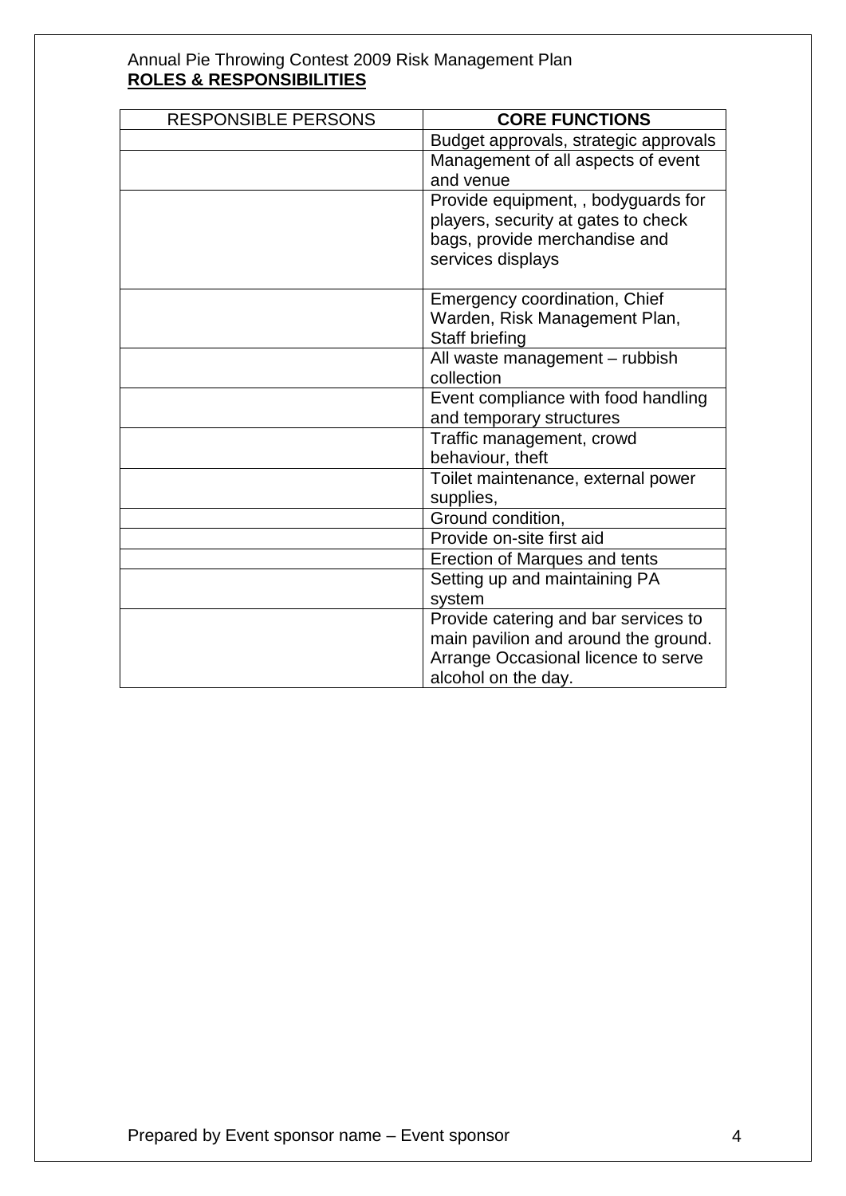Annual Pie Throwing Contest 2009 Risk Management Plan

## ROLES & RESPONSIBILITIES

| RESPONSIBLE PERSONS | **CORE FUNCTIONS** |
|---|---|
| | Budget approvals, strategic approvals |
| | Management of all aspects of event and venue |
| | Provide equipment, , bodyguards for players, security at gates to check bags, provide merchandise and services displays |
| | Emergency coordination, Chief Warden, Risk Management Plan, Staff briefing |
| | All waste management – rubbish collection |
| | Event compliance with food handling and temporary structures |
| | Traffic management, crowd behaviour, theft |
| | Toilet maintenance, external power supplies, |
| | Ground condition, |
| | Provide on-site first aid |
| | Erection of Marques and tents |
| | Setting up and maintaining PA system |
| | Provide catering and bar services to main pavilion and around the ground. Arrange Occasional licence to serve alcohol on the day. |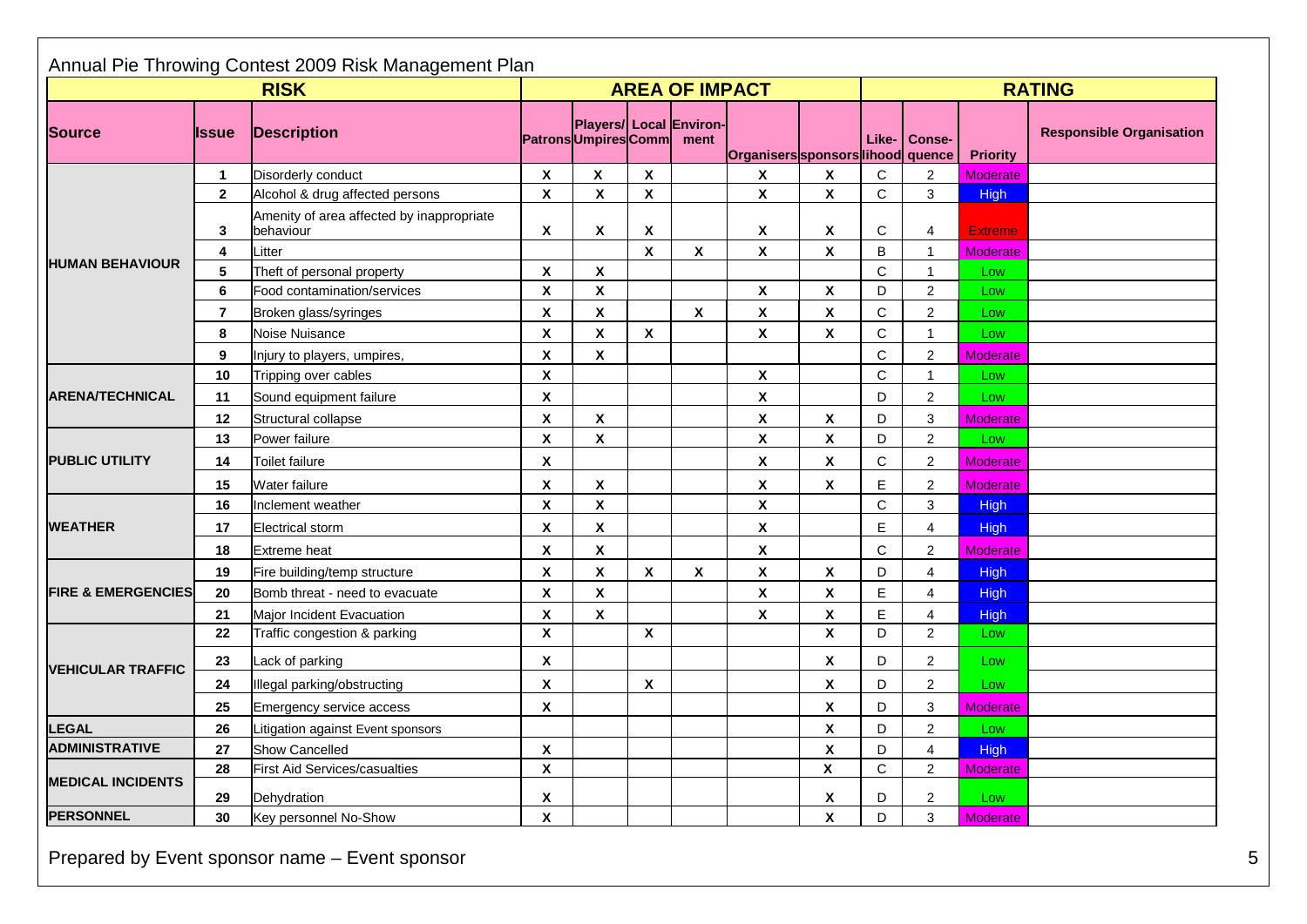Annual Pie Throwing Contest 2009 Risk Management Plan

| RISK | | | AREA OF IMPACT | | | | | | RATING | | | |
|---|---|---|---|---|---|---|---|---|---|---|---|---|
| Source | Issue | Description | Patrons | Players/ Umpires | Local Comm | Environ-ment | Organisers | sponsors | Like-lihood | Conse-quence | Priority | Responsible Organisation |
| HUMAN BEHAVIOUR | 1 | Disorderly conduct | X | X | X | | X | X | C | 2 | Moderate | |
| | 2 | Alcohol & drug affected persons | X | X | X | | X | X | C | 3 | High | |
| | 3 | Amenity of area affected by inappropriate behaviour | X | X | X | | X | X | C | 4 | Extreme | |
| | 4 | Litter | | | X | X | X | X | B | 1 | Moderate | |
| | 5 | Theft of personal property | X | X | | | | | C | 1 | Low | |
| | 6 | Food contamination/services | X | X | | | X | X | D | 2 | Low | |
| | 7 | Broken glass/syringes | X | X | | X | X | X | C | 2 | Low | |
| | 8 | Noise Nuisance | X | X | X | | X | X | C | 1 | Low | |
| | 9 | Injury to players, umpires, | X | X | | | | | C | 2 | Moderate | |
| ARENA/TECHNICAL | 10 | Tripping over cables | X | | | | X | | C | 1 | Low | |
| | 11 | Sound equipment failure | X | | | | X | | D | 2 | Low | |
| | 12 | Structural collapse | X | X | | | X | X | D | 3 | Moderate | |
| PUBLIC UTILITY | 13 | Power failure | X | X | | | X | X | D | 2 | Low | |
| | 14 | Toilet failure | X | | | | X | X | C | 2 | Moderate | |
| | 15 | Water failure | X | X | | | X | X | E | 2 | Moderate | |
| WEATHER | 16 | Inclement weather | X | X | | | X | | C | 3 | High | |
| | 17 | Electrical storm | X | X | | | X | | E | 4 | High | |
| | 18 | Extreme heat | X | X | | | X | | C | 2 | Moderate | |
| FIRE & EMERGENCIES | 19 | Fire building/temp structure | X | X | X | X | X | X | D | 4 | High | |
| | 20 | Bomb threat - need to evacuate | X | X | | | X | X | E | 4 | High | |
| | 21 | Major Incident Evacuation | X | X | | | X | X | E | 4 | High | |
| VEHICULAR TRAFFIC | 22 | Traffic congestion & parking | X | | X | | | X | D | 2 | Low | |
| | 23 | Lack of parking | X | | | | | X | D | 2 | Low | |
| | 24 | Illegal parking/obstructing | X | | X | | | X | D | 2 | Low | |
| | 25 | Emergency service access | X | | | | | X | D | 3 | Moderate | |
| LEGAL | 26 | Litigation against Event sponsors | | | | | | X | D | 2 | Low | |
| ADMINISTRATIVE | 27 | Show Cancelled | X | | | | | X | D | 4 | High | |
| MEDICAL INCIDENTS | 28 | First Aid Services/casualties | X | | | | | X | C | 2 | Moderate | |
| | 29 | Dehydration | X | | | | | X | D | 2 | Low | |
| PERSONNEL | 30 | Key personnel No-Show | X | | | | | X | D | 3 | Moderate | |

Prepared by Event sponsor name – Event sponsor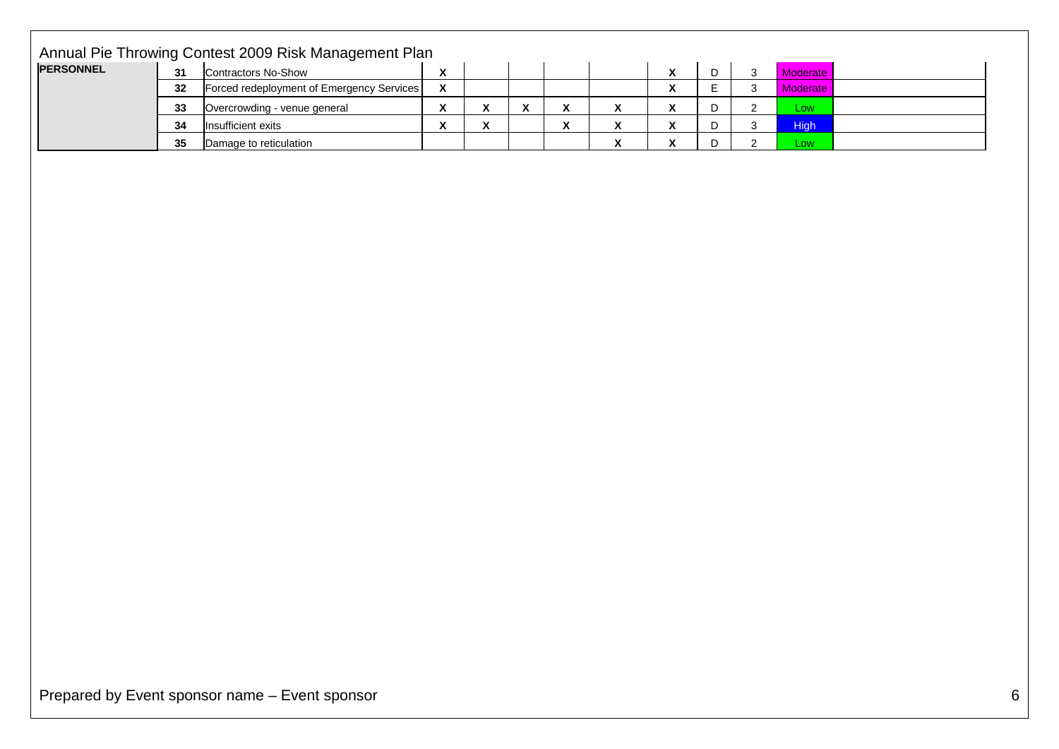| | | | | | | | | | | | | |
|---|---|---|---|---|---|---|---|---|---|---|---|---|
| **PERSONNEL** | **31** | Contractors No-Show | **X** | | | | | **X** | D | 3 | Moderate | |
| | **32** | Forced redeployment of Emergency Services | **X** | | | | | **X** | E | 3 | Moderate | |
| | **33** | Overcrowding - venue general | **X** | **X** | **X** | **X** | **X** | **X** | D | 2 | Low | |
| | **34** | Insufficient exits | **X** | **X** | | **X** | **X** | **X** | D | 3 | High | |
| | **35** | Damage to reticulation | | | | | **X** | **X** | D | 2 | Low | |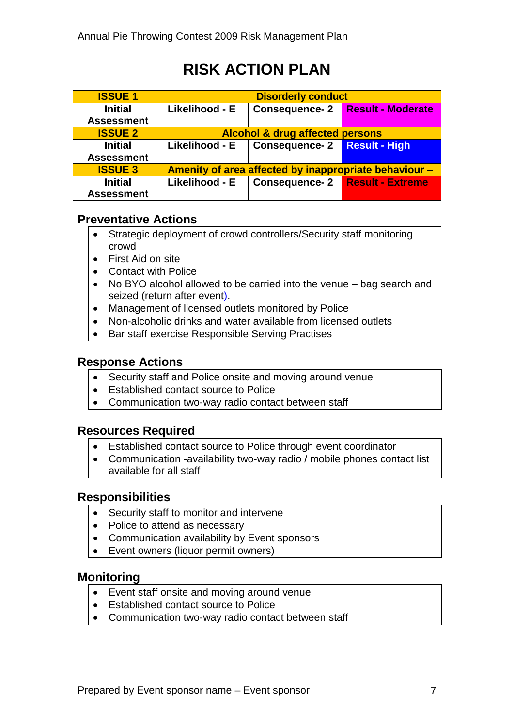# RISK ACTION PLAN

| ISSUE 1 | Disordely conduct | | |
|---|---|---|---|
| Initial Assessment | Likelihood - E | Consequence- 2 | Result - Moderate |
| **ISSUE 2** | **Alcohol & drug affected persons** | | |
| Initial Assessment | Likelihood - E | Consequence- 2 | Result - High |
| **ISSUE 3** | **Amenity of area affected by inappropriate behaviour –** | | |
| Initial Assessment | Likelihood - E | Consequence- 2 | Result - Extreme |

## Preventative Actions

- Strategic deployment of crowd controllers/Security staff monitoring crowd
- First Aid on site
- Contact with Police
- No BYO alcohol allowed to be carried into the venue – bag search and seized (return after event).
- Management of licensed outlets monitored by Police
- Non-alcoholic drinks and water available from licensed outlets
- Bar staff exercise Responsible Serving Practises

## Response Actions

- Security staff and Police onsite and moving around venue
- Established contact source to Police
- Communication two-way radio contact between staff

## Resources Required

- Established contact source to Police through event coordinator
- Communication -availability two-way radio / mobile phones contact list available for all staff

## Responsibilities

- Security staff to monitor and intervene
- Police to attend as necessary
- Communication availability by Event sponsors
- Event owners (liquor permit owners)

## Monitoring

- Event staff onsite and moving around venue
- Established contact source to Police
- Communication two-way radio contact between staff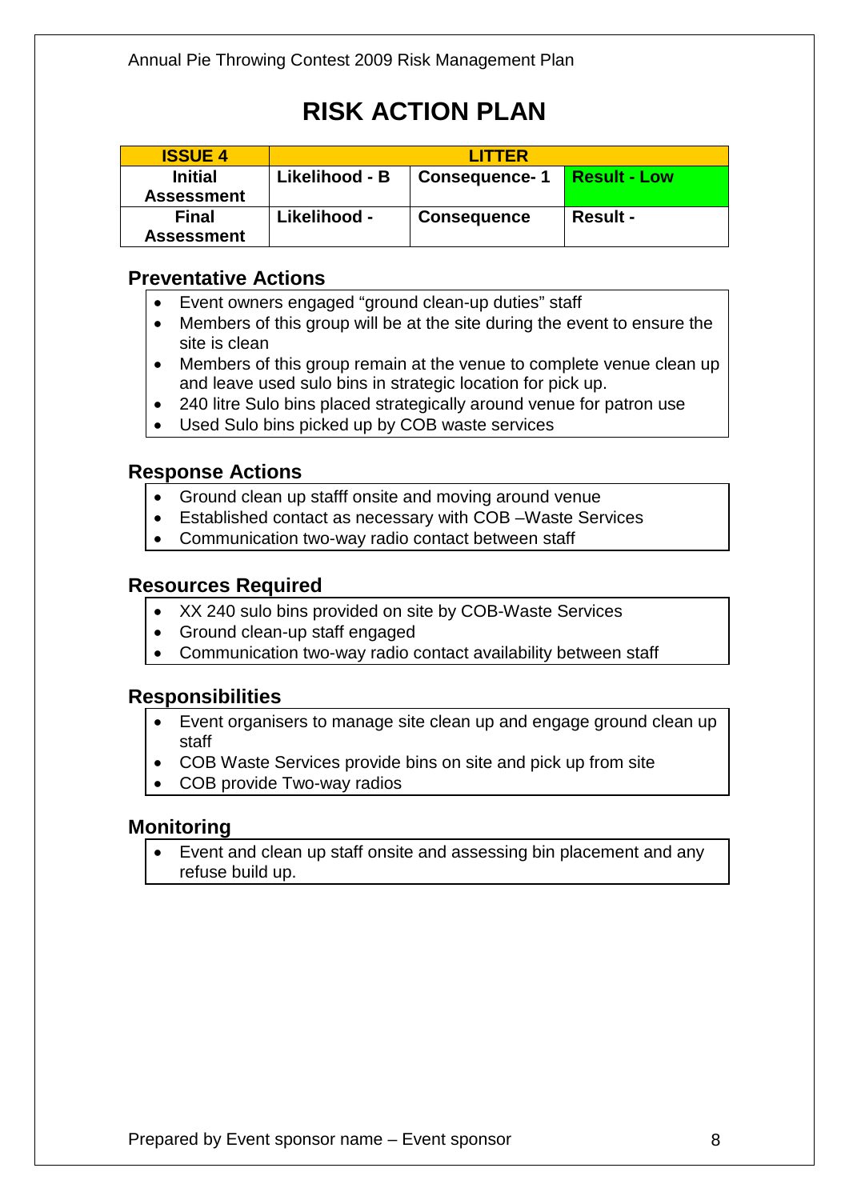# RISK ACTION PLAN

| ISSUE 4 | LITTER | | |
|---|---|---|---|
| Initial Assessment | Likelihood - B | Consequence- 1 | Result - Low |
| Final Assessment | Likelihood - | Consequence | Result - |

## Preventative Actions

- Event owners engaged "ground clean-up duties" staff
- Members of this group will be at the site during the event to ensure the site is clean
- Members of this group remain at the venue to complete venue clean up and leave used sulo bins in strategic location for pick up.
- 240 litre Sulo bins placed strategically around venue for patron use
- Used Sulo bins picked up by COB waste services

## Response Actions

- Ground clean up stafff onsite and moving around venue
- Established contact as necessary with COB –Waste Services
- Communication two-way radio contact between staff

## Resources Required

- XX 240 sulo bins provided on site by COB-Waste Services
- Ground clean-up staff engaged
- Communication two-way radio contact availability between staff

## Responsibilities

- Event organisers to manage site clean up and engage ground clean up staff
- COB Waste Services provide bins on site and pick up from site
- COB provide Two-way radios

## Monitoring

- Event and clean up staff onsite and assessing bin placement and any refuse build up.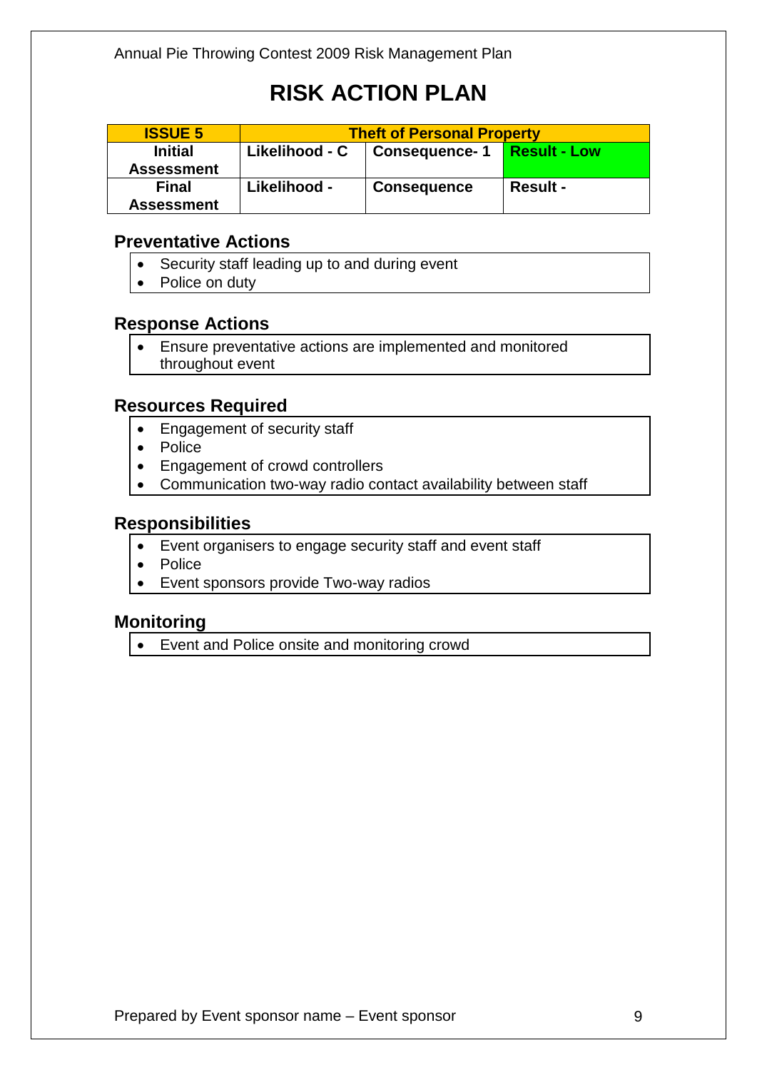# RISK ACTION PLAN

| ISSUE 5 | Theft of Personal Property | | |
|---|---|---|---|
| Initial Assessment | Likelihood - C | Consequence- 1 | Result - Low |
| Final Assessment | Likelihood - | Consequence | Result - |

## Preventative Actions

- Security staff leading up to and during event
- Police on duty

## Response Actions

- Ensure preventative actions are implemented and monitored throughout event

## Resources Required

- Engagement of security staff
- Police
- Engagement of crowd controllers
- Communication two-way radio contact availability between staff

## Responsibilities

- Event organisers to engage security staff and event staff
- Police
- Event sponsors provide Two-way radios

## Monitoring

- Event and Police onsite and monitoring crowd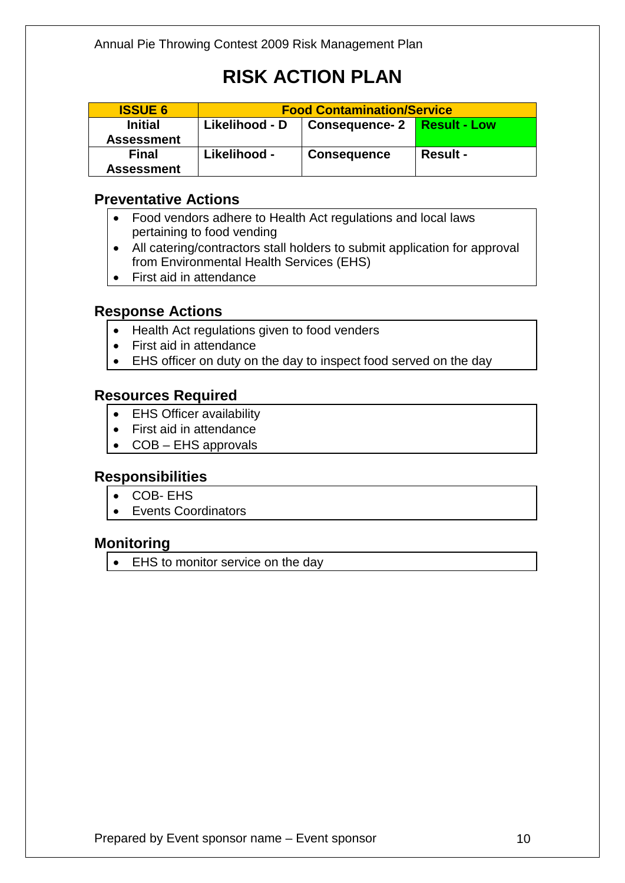# RISK ACTION PLAN

| ISSUE 6 | Food Contamination/Service | | |
|---|---|---|---|
| Initial Assessment | Likelihood - D | Consequence- 2 | Result - Low |
| Final Assessment | Likelihood - | Consequence | Result - |

## Preventative Actions

- Food vendors adhere to Health Act regulations and local laws pertaining to food vending
- All catering/contractors stall holders to submit application for approval from Environmental Health Services (EHS)
- First aid in attendance

## Response Actions

- Health Act regulations given to food venders
- First aid in attendance
- EHS officer on duty on the day to inspect food served on the day

## Resources Required

- EHS Officer availability
- First aid in attendance
- COB – EHS approvals

## Responsibilities

- COB- EHS
- Events Coordinators

## Monitoring

- EHS to monitor service on the day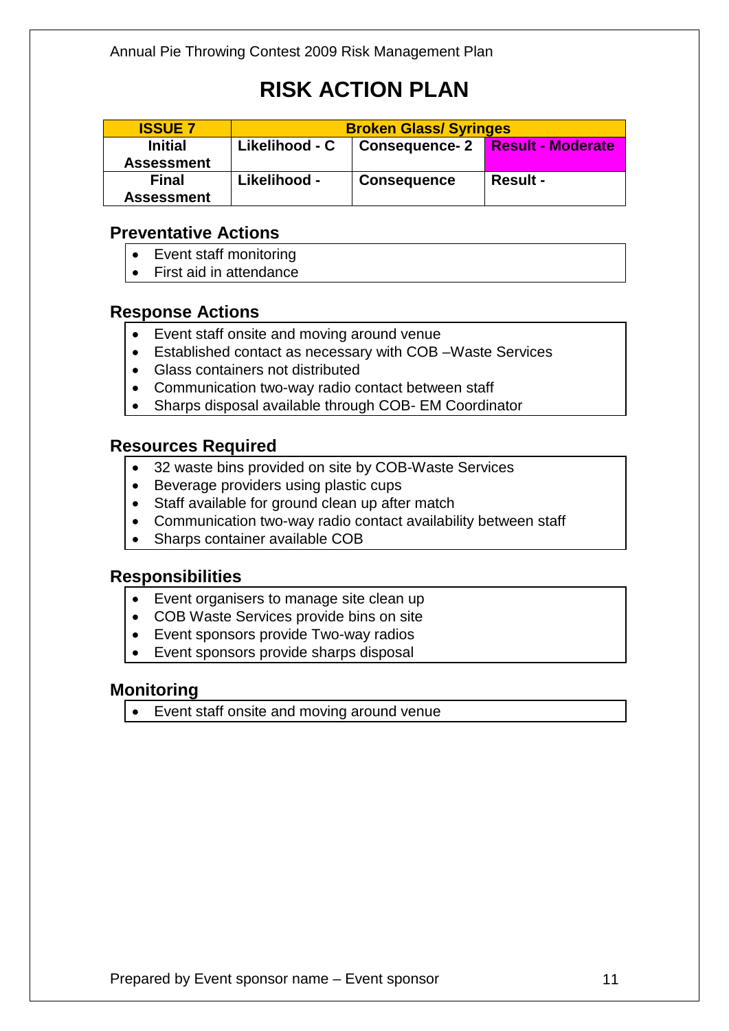# RISK ACTION PLAN

| ISSUE 7 | Broken Glass/ Syringes | | |
|---|---|---|---|
| **Initial Assessment** | **Likelihood - C** | **Consequence- 2** | **Result - Moderate** |
| **Final Assessment** | **Likelihood -** | **Consequence** | **Result -** |

## Preventative Actions

- Event staff monitoring
- First aid in attendance

## Response Actions

- Event staff onsite and moving around venue
- Established contact as necessary with COB –Waste Services
- Glass containers not distributed
- Communication two-way radio contact between staff
- Sharps disposal available through COB- EM Coordinator

## Resources Required

- 32 waste bins provided on site by COB-Waste Services
- Beverage providers using plastic cups
- Staff available for ground clean up after match
- Communication two-way radio contact availability between staff
- Sharps container available COB

## Responsibilities

- Event organisers to manage site clean up
- COB Waste Services provide bins on site
- Event sponsors provide Two-way radios
- Event sponsors provide sharps disposal

## Monitoring

- Event staff onsite and moving around venue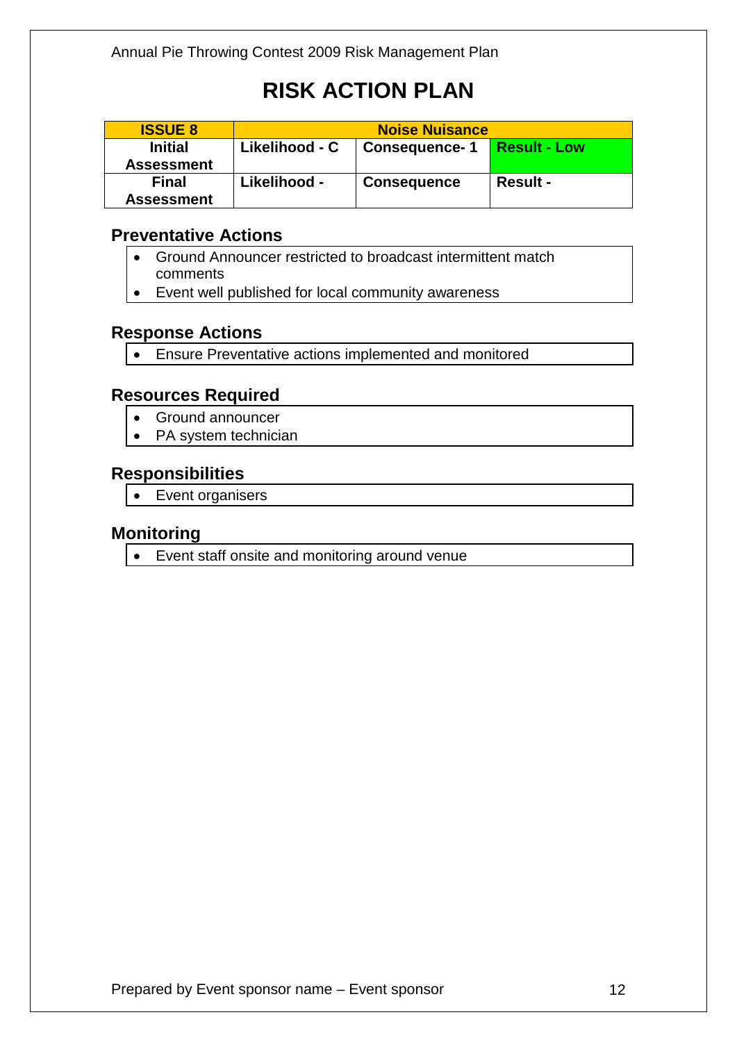# RISK ACTION PLAN

| ISSUE 8 | Noise Nuisance | | |
|---|---|---|---|
| Initial Assessment | Likelihood - C | Consequence- 1 | Result - Low |
| Final Assessment | Likelihood - | Consequence | Result - |

## Preventative Actions

- Ground Announcer restricted to broadcast intermittent match comments
- Event well published for local community awareness

## Response Actions

- Ensure Preventative actions implemented and monitored

## Resources Required

- Ground announcer
- PA system technician

## Responsibilities

- Event organisers

## Monitoring

- Event staff onsite and monitoring around venue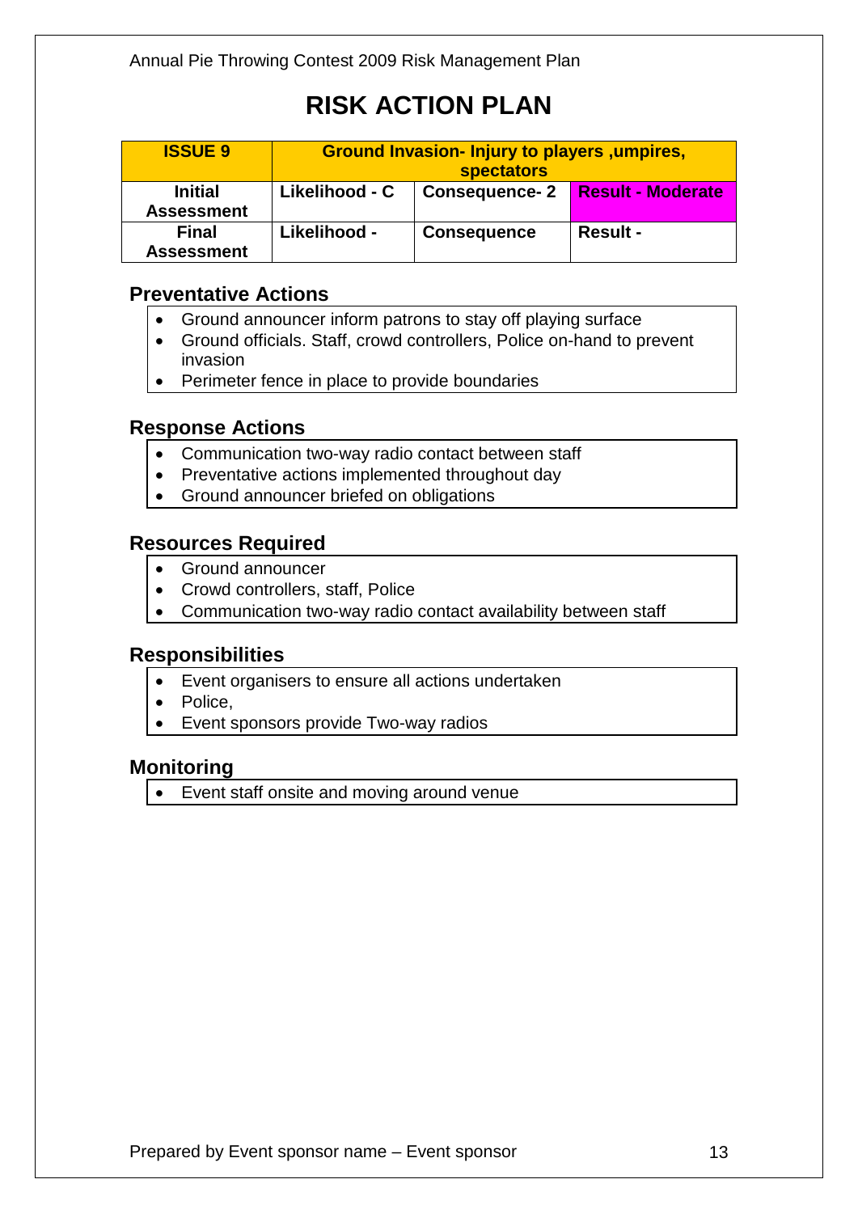# RISK ACTION PLAN

| ISSUE 9 | Ground Invasion- Injury to players ,umpires, spectators | | |
|---|---|---|---|
| Initial Assessment | Likelihood - C | Consequence- 2 | Result - Moderate |
| Final Assessment | Likelihood - | Consequence | Result - |

## Preventative Actions

- Ground announcer inform patrons to stay off playing surface
- Ground officials. Staff, crowd controllers, Police on-hand to prevent invasion
- Perimeter fence in place to provide boundaries

## Response Actions

- Communication two-way radio contact between staff
- Preventative actions implemented throughout day
- Ground announcer briefed on obligations

## Resources Required

- Ground announcer
- Crowd controllers, staff, Police
- Communication two-way radio contact availability between staff

## Responsibilities

- Event organisers to ensure all actions undertaken
- Police,
- Event sponsors provide Two-way radios

## Monitoring

- Event staff onsite and moving around venue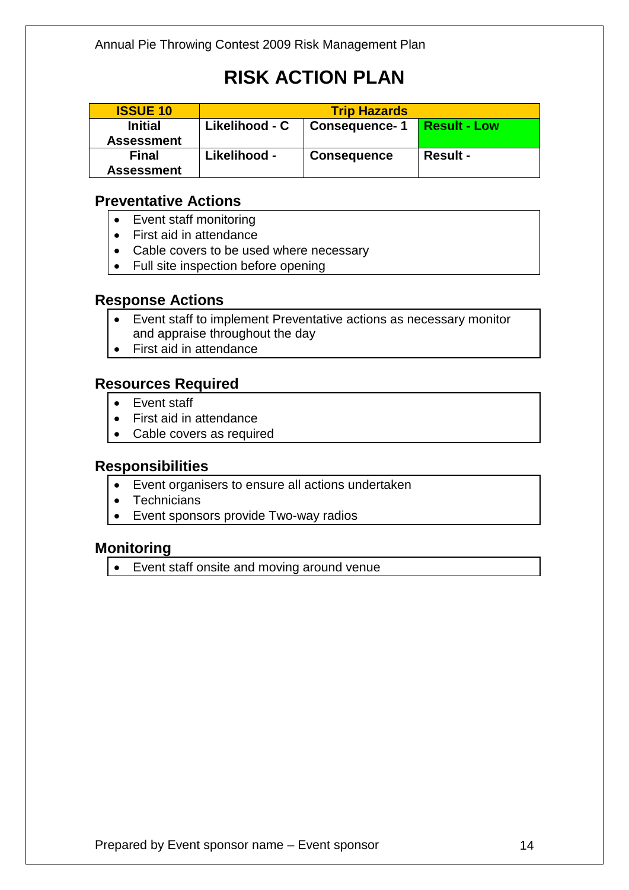# RISK ACTION PLAN

| ISSUE 10 | Trip Hazards | | |
|---|---|---|---|
| Initial Assessment | Likelihood - C | Consequence- 1 | Result - Low |
| Final Assessment | Likelihood - | Consequence | Result - |

## Preventative Actions

- Event staff monitoring
- First aid in attendance
- Cable covers to be used where necessary
- Full site inspection before opening

## Response Actions

- Event staff to implement Preventative actions as necessary monitor and appraise throughout the day
- First aid in attendance

## Resources Required

- Event staff
- First aid in attendance
- Cable covers as required

## Responsibilities

- Event organisers to ensure all actions undertaken
- Technicians
- Event sponsors provide Two-way radios

## Monitoring

- Event staff onsite and moving around venue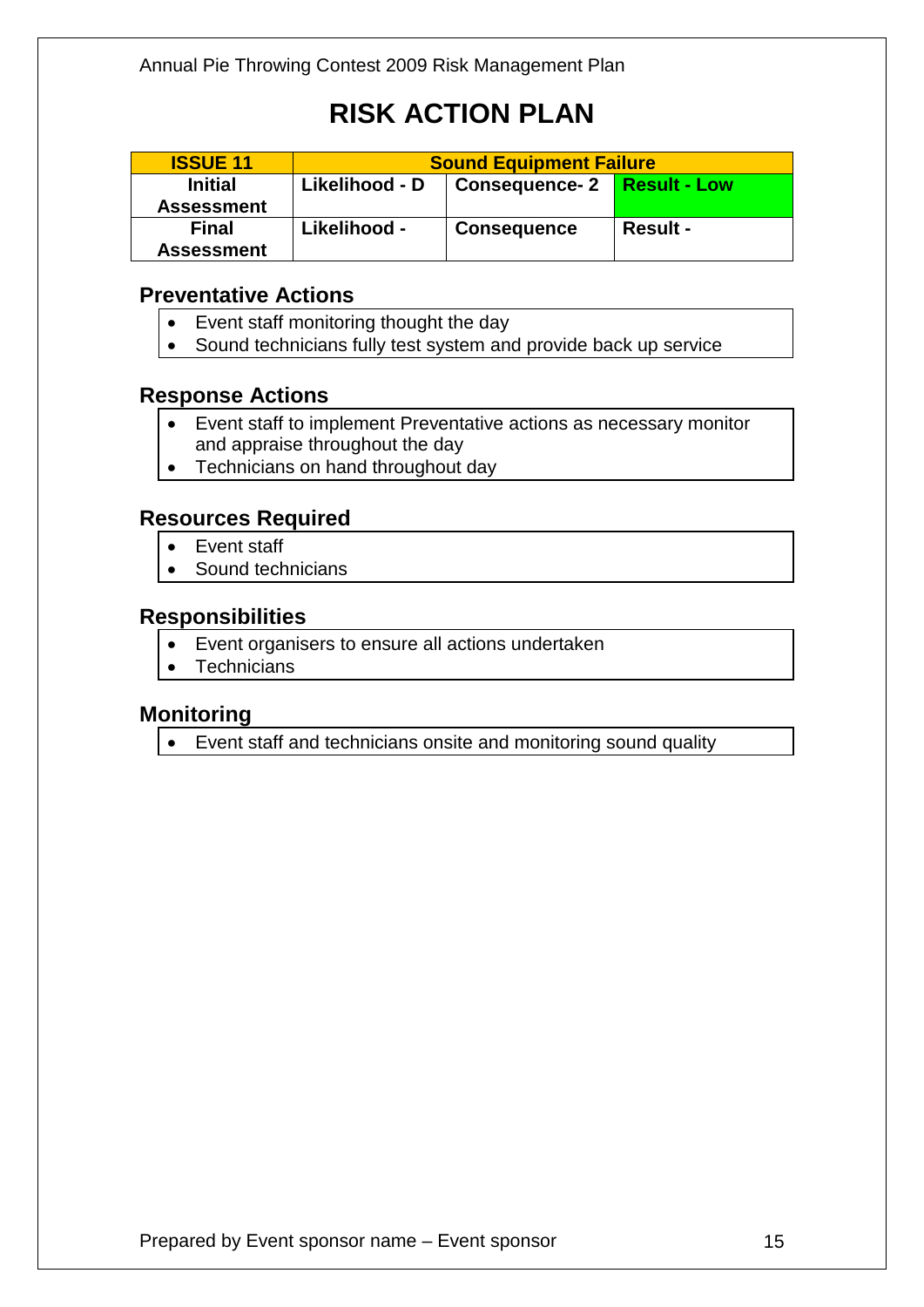# RISK ACTION PLAN

| ISSUE 11 | Sound Equipment Failure | | |
|---|---|---|---|
| **Initial Assessment** | **Likelihood - D** | **Consequence- 2** | **Result - Low** |
| **Final Assessment** | **Likelihood -** | **Consequence** | **Result -** |

## Preventative Actions

- Event staff monitoring thought the day
- Sound technicians fully test system and provide back up service

## Response Actions

- Event staff to implement Preventative actions as necessary monitor and appraise throughout the day
- Technicians on hand throughout day

## Resources Required

- Event staff
- Sound technicians

## Responsibilities

- Event organisers to ensure all actions undertaken
- Technicians

## Monitoring

- Event staff and technicians onsite and monitoring sound quality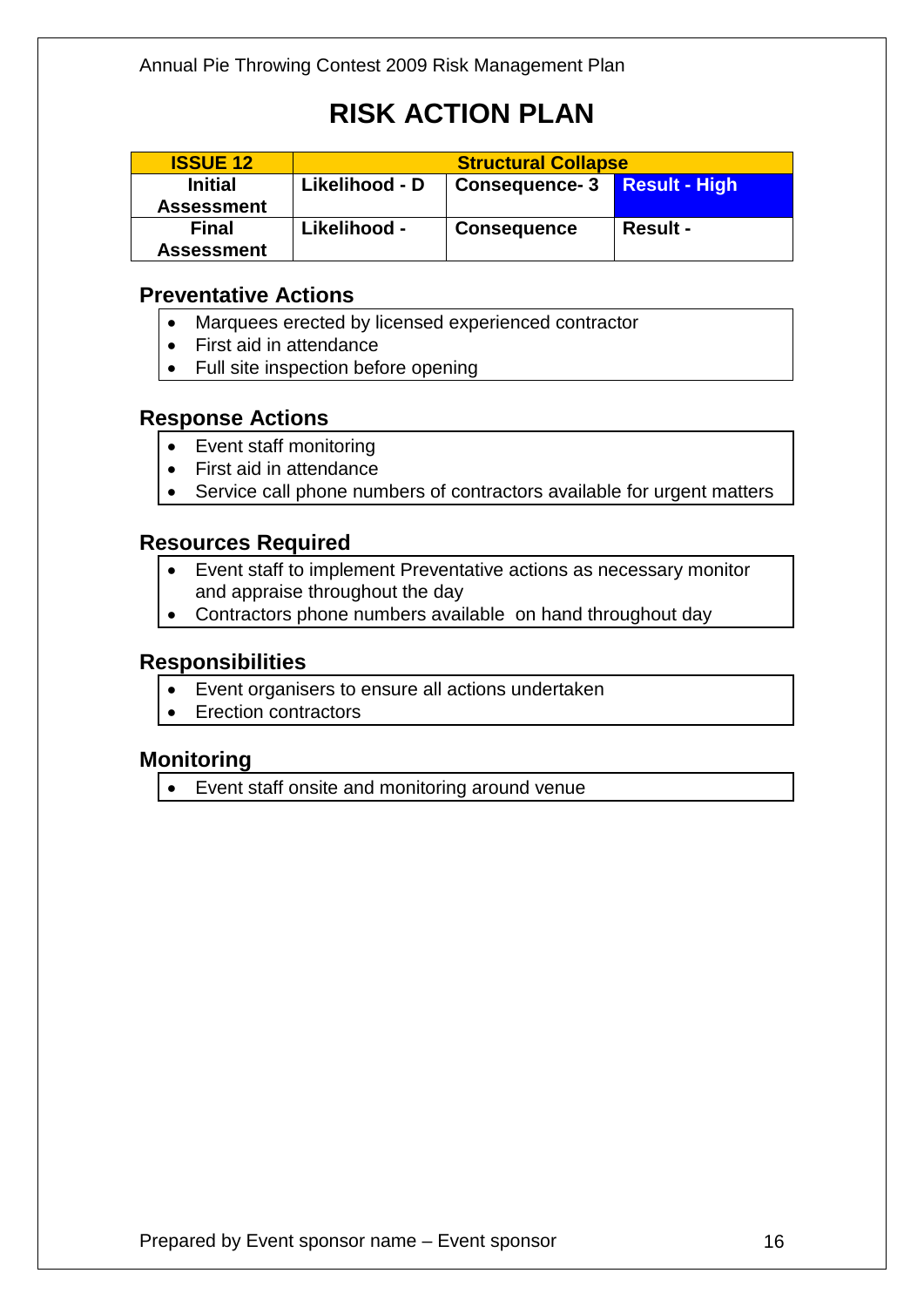# RISK ACTION PLAN

| ISSUE 12 | Structural Collapse | | |
|---|---|---|---|
| **Initial Assessment** | **Likelihood - D** | **Consequence- 3** | **Result - High** |
| **Final Assessment** | **Likelihood -** | **Consequence** | **Result -** |

## Preventative Actions

- Marquees erected by licensed experienced contractor
- First aid in attendance
- Full site inspection before opening

## Response Actions

- Event staff monitoring
- First aid in attendance
- Service call phone numbers of contractors available for urgent matters

## Resources Required

- Event staff to implement Preventative actions as necessary monitor and appraise throughout the day
- Contractors phone numbers available on hand throughout day

## Responsibilities

- Event organisers to ensure all actions undertaken
- Erection contractors

## Monitoring

- Event staff onsite and monitoring around venue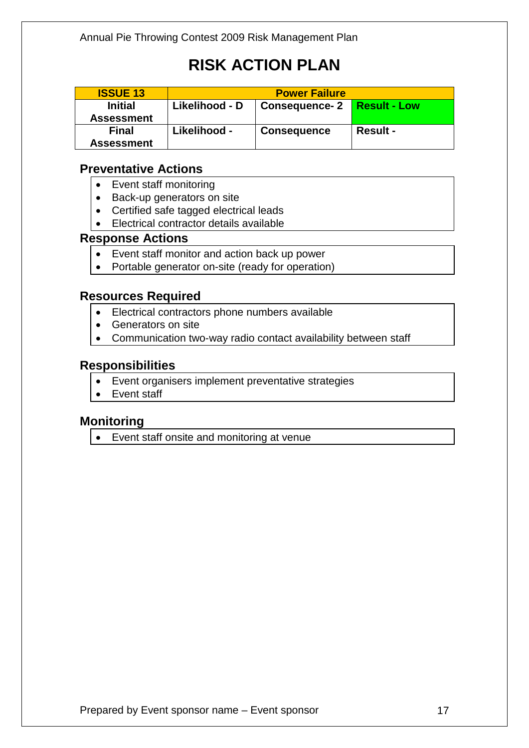# RISK ACTION PLAN

| ISSUE 13 | Power Failure | | |
|---|---|---|---|
| Initial Assessment | Likelihood - D | Consequence- 2 | Result - Low |
| Final Assessment | Likelihood - | Consequence | Result - |

## Preventative Actions

- Event staff monitoring
- Back-up generators on site
- Certified safe tagged electrical leads
- Electrical contractor details available

## Response Actions

- Event staff monitor and action back up power
- Portable generator on-site (ready for operation)

## Resources Required

- Electrical contractors phone numbers available
- Generators on site
- Communication two-way radio contact availability between staff

## Responsibilities

- Event organisers implement preventative strategies
- Event staff

## Monitoring

- Event staff onsite and monitoring at venue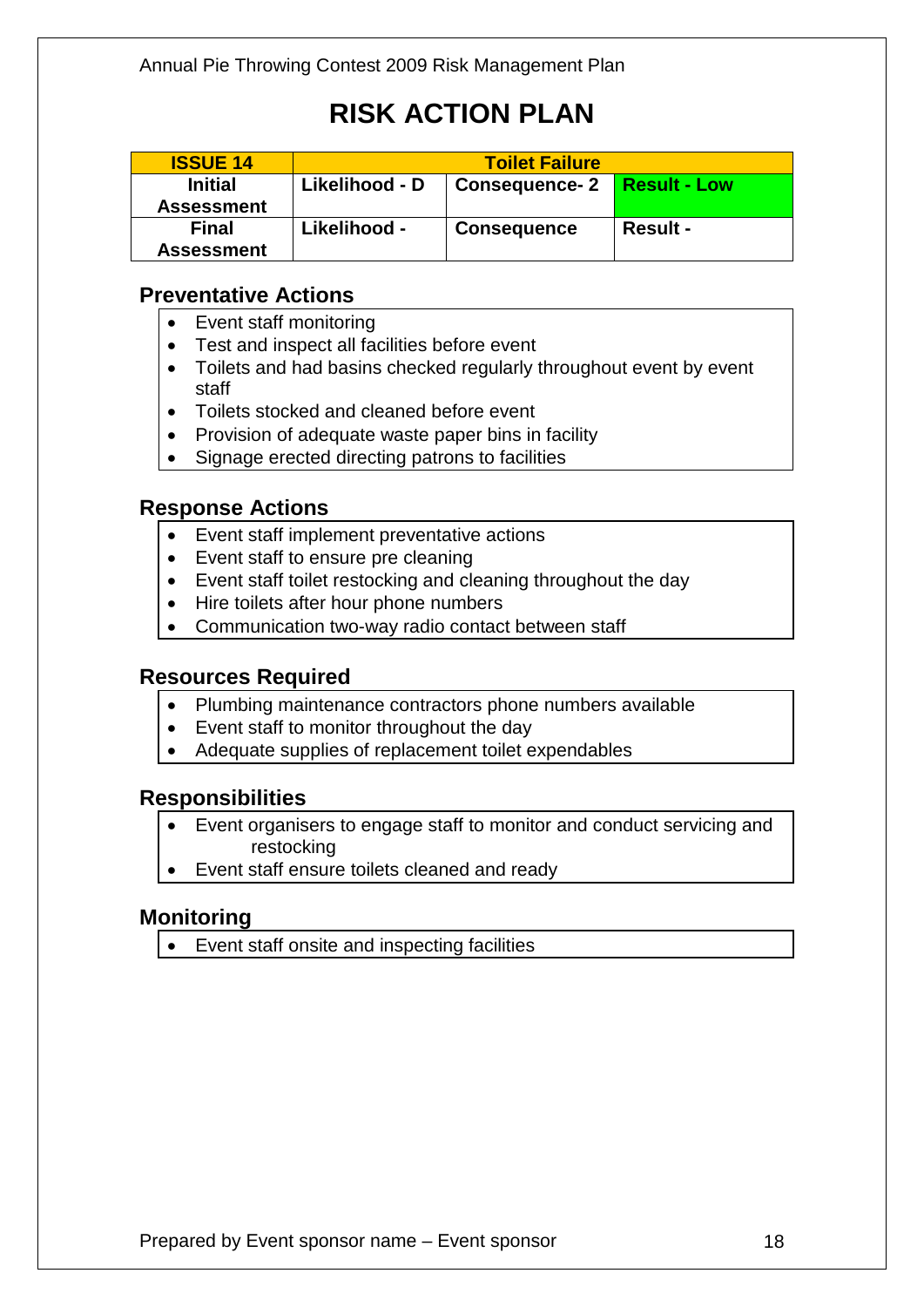# RISK ACTION PLAN

| ISSUE 14 | Toilet Failure | | |
|---|---|---|---|
| Initial Assessment | Likelihood - D | Consequence- 2 | Result - Low |
| Final Assessment | Likelihood - | Consequence | Result - |

## Preventative Actions

- Event staff monitoring
- Test and inspect all facilities before event
- Toilets and had basins checked regularly throughout event by event staff
- Toilets stocked and cleaned before event
- Provision of adequate waste paper bins in facility
- Signage erected directing patrons to facilities

## Response Actions

- Event staff implement preventative actions
- Event staff to ensure pre cleaning
- Event staff toilet restocking and cleaning throughout the day
- Hire toilets after hour phone numbers
- Communication two-way radio contact between staff

## Resources Required

- Plumbing maintenance contractors phone numbers available
- Event staff to monitor throughout the day
- Adequate supplies of replacement toilet expendables

## Responsibilities

- Event organisers to engage staff to monitor and conduct servicing and restocking
- Event staff ensure toilets cleaned and ready

## Monitoring

- Event staff onsite and inspecting facilities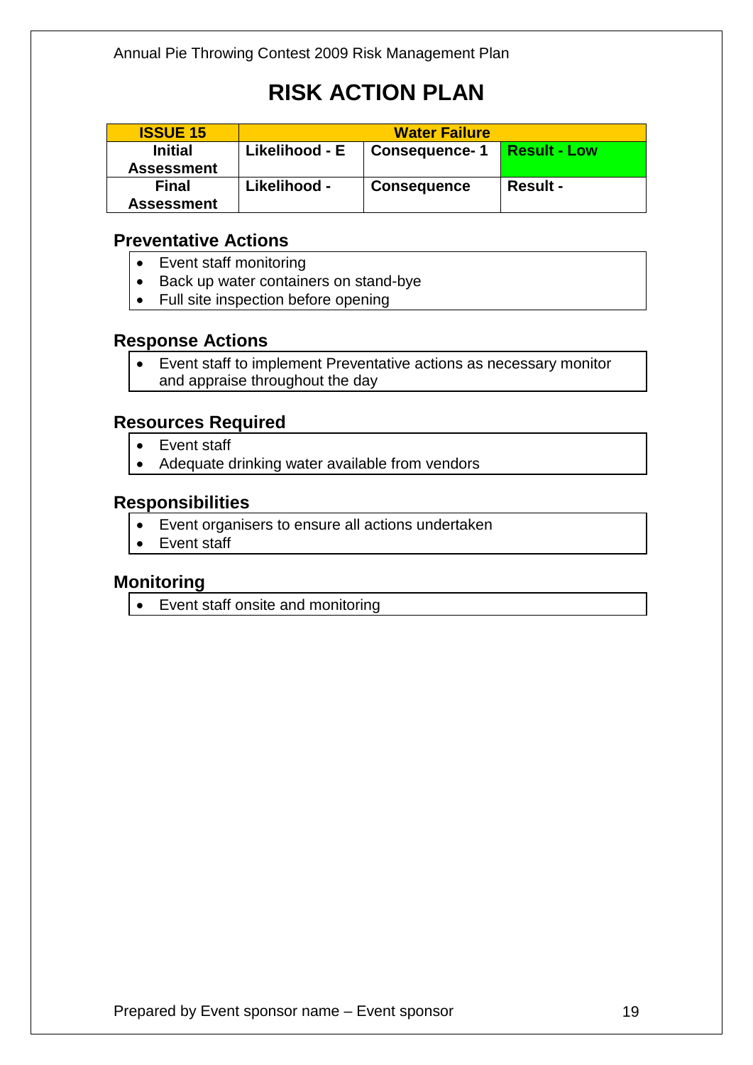# RISK ACTION PLAN

| ISSUE 15 | Water Failure | | |
|---|---|---|---|
| Initial Assessment | Likelihood - E | Consequence- 1 | Result - Low |
| Final Assessment | Likelihood - | Consequence | Result - |

## Preventative Actions

- Event staff monitoring
- Back up water containers on stand-bye
- Full site inspection before opening

## Response Actions

- Event staff to implement Preventative actions as necessary monitor and appraise throughout the day

## Resources Required

- Event staff
- Adequate drinking water available from vendors

## Responsibilities

- Event organisers to ensure all actions undertaken
- Event staff

## Monitoring

- Event staff onsite and monitoring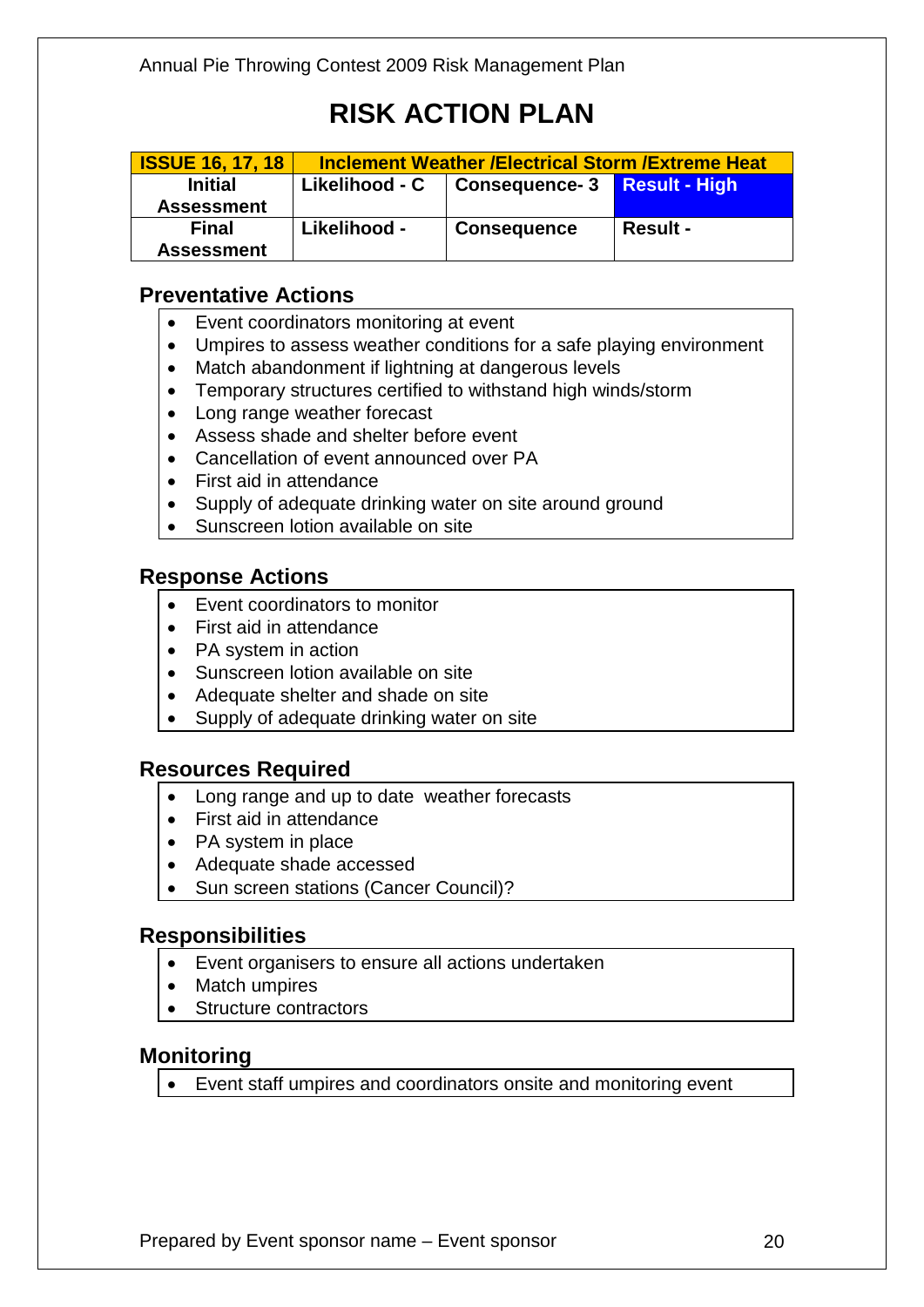# RISK ACTION PLAN

| ISSUE 16, 17, 18 | Inclement Weather /Electrical Storm /Extreme Heat | | |
|---|---|---|---|
| Initial Assessment | Likelihood - C | Consequence- 3 | Result - High |
| Final Assessment | Likelihood - | Consequence | Result - |

## Preventative Actions

- Event coordinators monitoring at event
- Umpires to assess weather conditions for a safe playing environment
- Match abandonment if lightning at dangerous levels
- Temporary structures certified to withstand high winds/storm
- Long range weather forecast
- Assess shade and shelter before event
- Cancellation of event announced over PA
- First aid in attendance
- Supply of adequate drinking water on site around ground
- Sunscreen lotion available on site

## Response Actions

- Event coordinators to monitor
- First aid in attendance
- PA system in action
- Sunscreen lotion available on site
- Adequate shelter and shade on site
- Supply of adequate drinking water on site

## Resources Required

- Long range and up to date  weather forecasts
- First aid in attendance
- PA system in place
- Adequate shade accessed
- Sun screen stations (Cancer Council)?

## Responsibilities

- Event organisers to ensure all actions undertaken
- Match umpires
- Structure contractors

## Monitoring

- Event staff umpires and coordinators onsite and monitoring event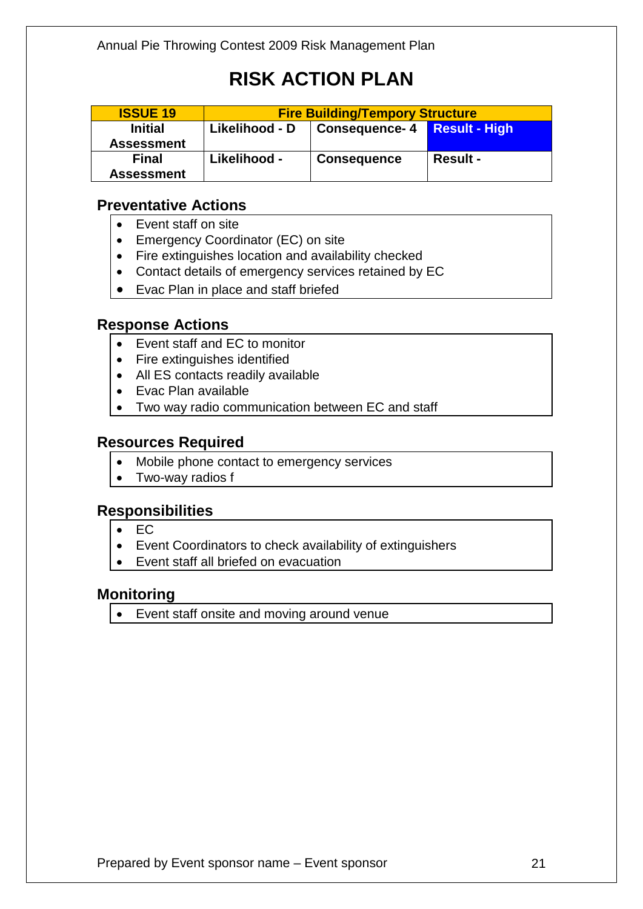# RISK ACTION PLAN

| ISSUE 19 | Fire Building/Tempory Structure | | |
|---|---|---|---|
| Initial Assessment | Likelihood - D | Consequence- 4 | Result - High |
| Final Assessment | Likelihood - | Consequence | Result - |

## Preventative Actions

- Event staff on site
- Emergency Coordinator (EC) on site
- Fire extinguishes location and availability checked
- Contact details of emergency services retained by EC
- Evac Plan in place and staff briefed

## Response Actions

- Event staff and EC to monitor
- Fire extinguishes identified
- All ES contacts readily available
- Evac Plan available
- Two way radio communication between EC and staff

## Resources Required

- Mobile phone contact to emergency services
- Two-way radios f

## Responsibilities

- EC
- Event Coordinators to check availability of extinguishers
- Event staff all briefed on evacuation

## Monitoring

- Event staff onsite and moving around venue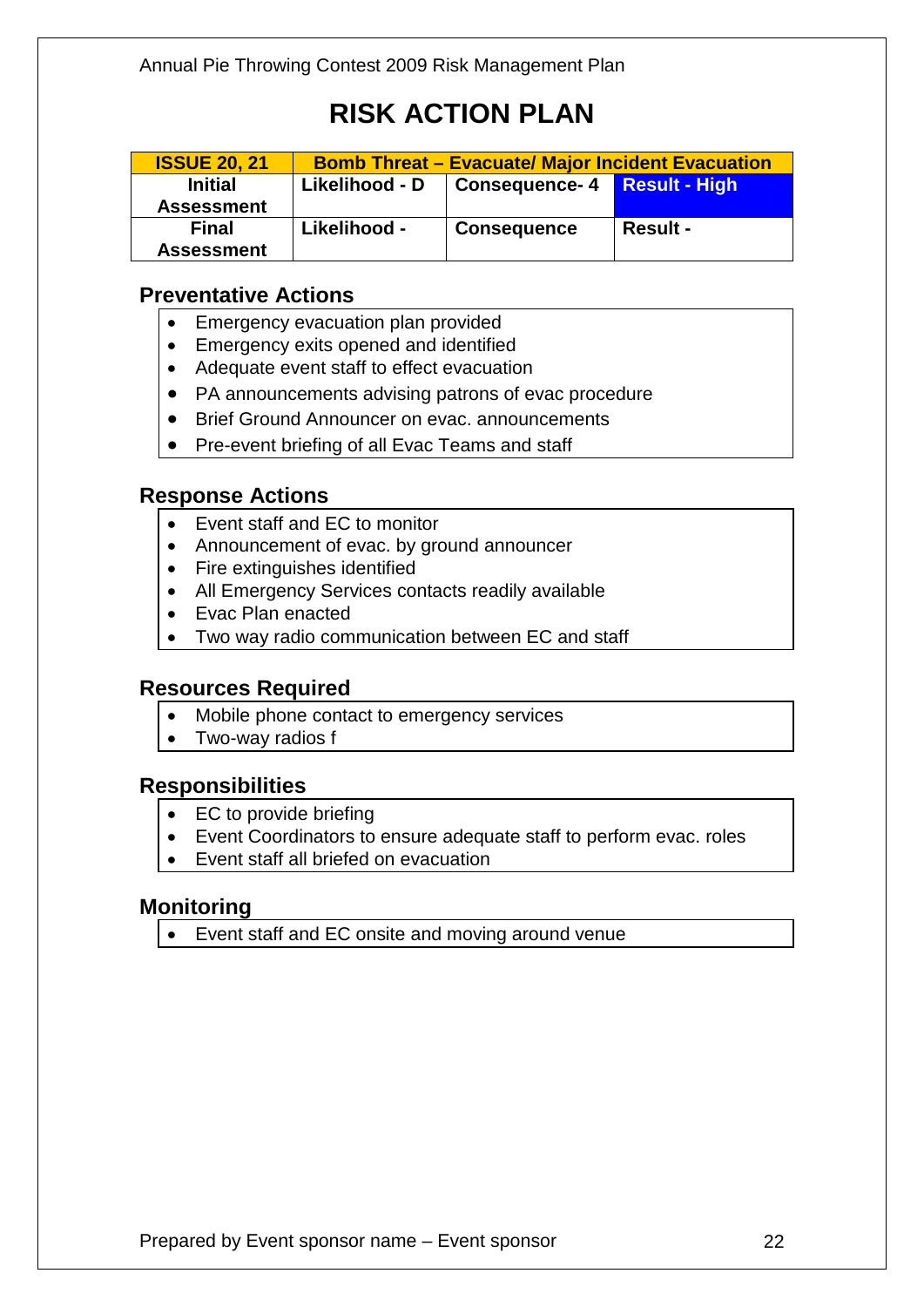# RISK ACTION PLAN

| ISSUE 20, 21 | Bomb Threat – Evacuate/ Major Incident Evacuation | | |
|---|---|---|---|
| **Initial Assessment** | **Likelihood - D** | **Consequence- 4** | **Result - High** |
| **Final Assessment** | **Likelihood -** | **Consequence** | **Result -** |

## Preventative Actions

- Emergency evacuation plan provided
- Emergency exits opened and identified
- Adequate event staff to effect evacuation
- PA announcements advising patrons of evac procedure
- Brief Ground Announcer on evac. announcements
- Pre-event briefing of all Evac Teams and staff

## Response Actions

- Event staff and EC to monitor
- Announcement of evac. by ground announcer
- Fire extinguishes identified
- All Emergency Services contacts readily available
- Evac Plan enacted
- Two way radio communication between EC and staff

## Resources Required

- Mobile phone contact to emergency services
- Two-way radios f

## Responsibilities

- EC to provide briefing
- Event Coordinators to ensure adequate staff to perform evac. roles
- Event staff all briefed on evacuation

## Monitoring

- Event staff and EC onsite and moving around venue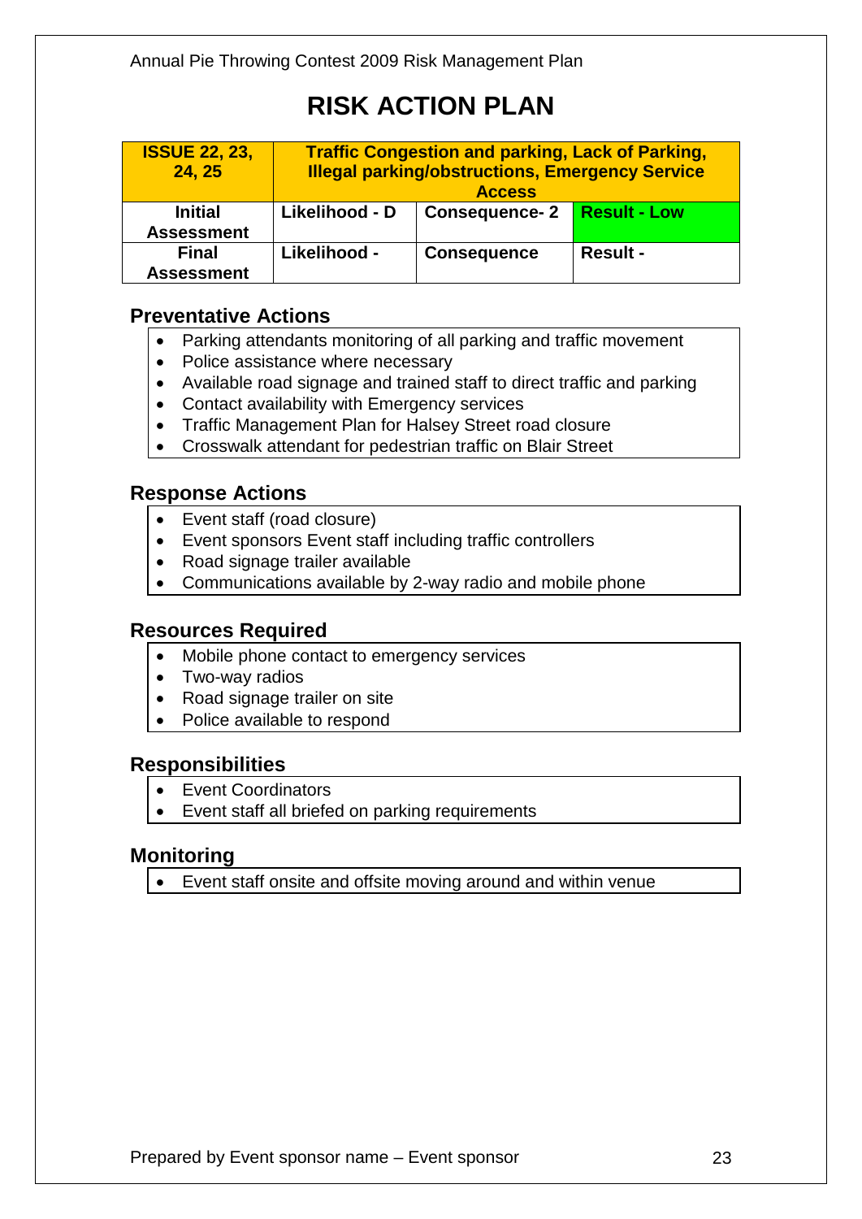# RISK ACTION PLAN

| **ISSUE 22, 23, 24, 25** | **Traffic Congestion and parking, Lack of Parking, Illegal parking/obstructions, Emergency Service Access** | | |
|---|---|---|---|
| **Initial Assessment** | **Likelihood - D** | **Consequence- 2** | **Result - Low** |
| **Final Assessment** | **Likelihood -** | **Consequence** | **Result -** |

## Preventative Actions

- Parking attendants monitoring of all parking and traffic movement
- Police assistance where necessary
- Available road signage and trained staff to direct traffic and parking
- Contact availability with Emergency services
- Traffic Management Plan for Halsey Street road closure
- Crosswalk attendant for pedestrian traffic on Blair Street

## Response Actions

- Event staff (road closure)
- Event sponsors Event staff including traffic controllers
- Road signage trailer available
- Communications available by 2-way radio and mobile phone

## Resources Required

- Mobile phone contact to emergency services
- Two-way radios
- Road signage trailer on site
- Police available to respond

## Responsibilities

- Event Coordinators
- Event staff all briefed on parking requirements

## Monitoring

- Event staff onsite and offsite moving around and within venue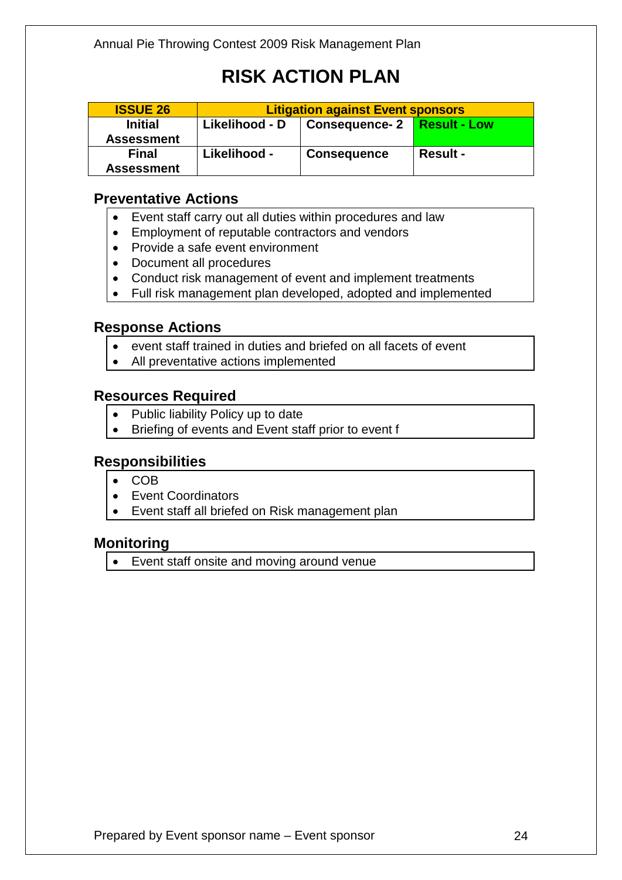# RISK ACTION PLAN

| ISSUE 26 | Litigation against Event sponsors | | |
|---|---|---|---|
| Initial Assessment | Likelihood - D | Consequence- 2 | Result - Low |
| Final Assessment | Likelihood - | Consequence | Result - |

## Preventative Actions

- Event staff carry out all duties within procedures and law
- Employment of reputable contractors and vendors
- Provide a safe event environment
- Document all procedures
- Conduct risk management of event and implement treatments
- Full risk management plan developed, adopted and implemented

## Response Actions

- event staff trained in duties and briefed on all facets of event
- All preventative actions implemented

## Resources Required

- Public liability Policy up to date
- Briefing of events and Event staff prior to event f

## Responsibilities

- COB
- Event Coordinators
- Event staff all briefed on Risk management plan

## Monitoring

- Event staff onsite and moving around venue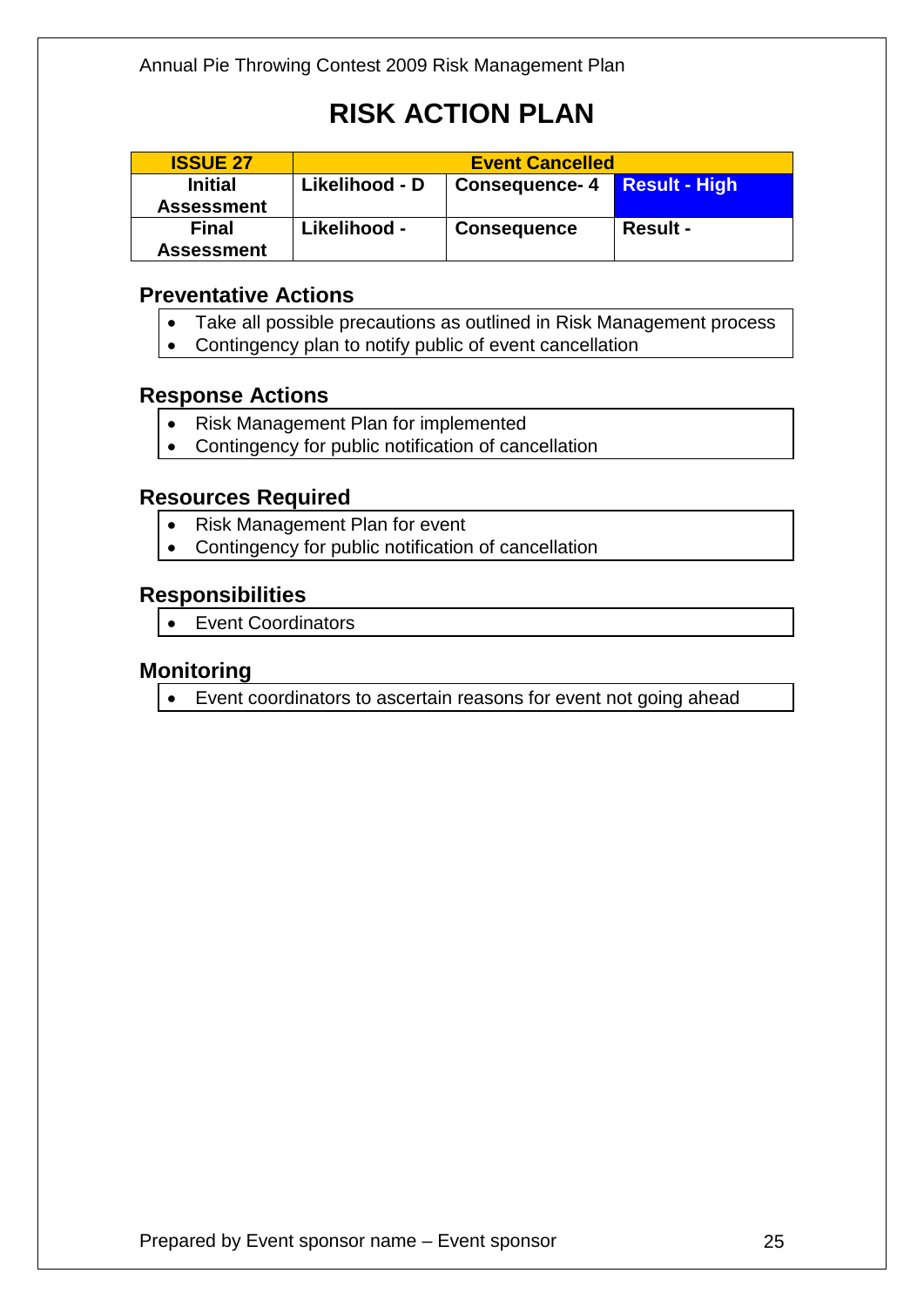# RISK ACTION PLAN

| ISSUE 27 | Event Cancelled | | |
|---|---|---|---|
| Initial Assessment | Likelihood - D | Consequence- 4 | Result - High |
| Final Assessment | Likelihood - | Consequence | Result - |

## Preventative Actions

- Take all possible precautions as outlined in Risk Management process
- Contingency plan to notify public of event cancellation

## Response Actions

- Risk Management Plan for implemented
- Contingency for public notification of cancellation

## Resources Required

- Risk Management Plan for event
- Contingency for public notification of cancellation

## Responsibilities

- Event Coordinators

## Monitoring

- Event coordinators to ascertain reasons for event not going ahead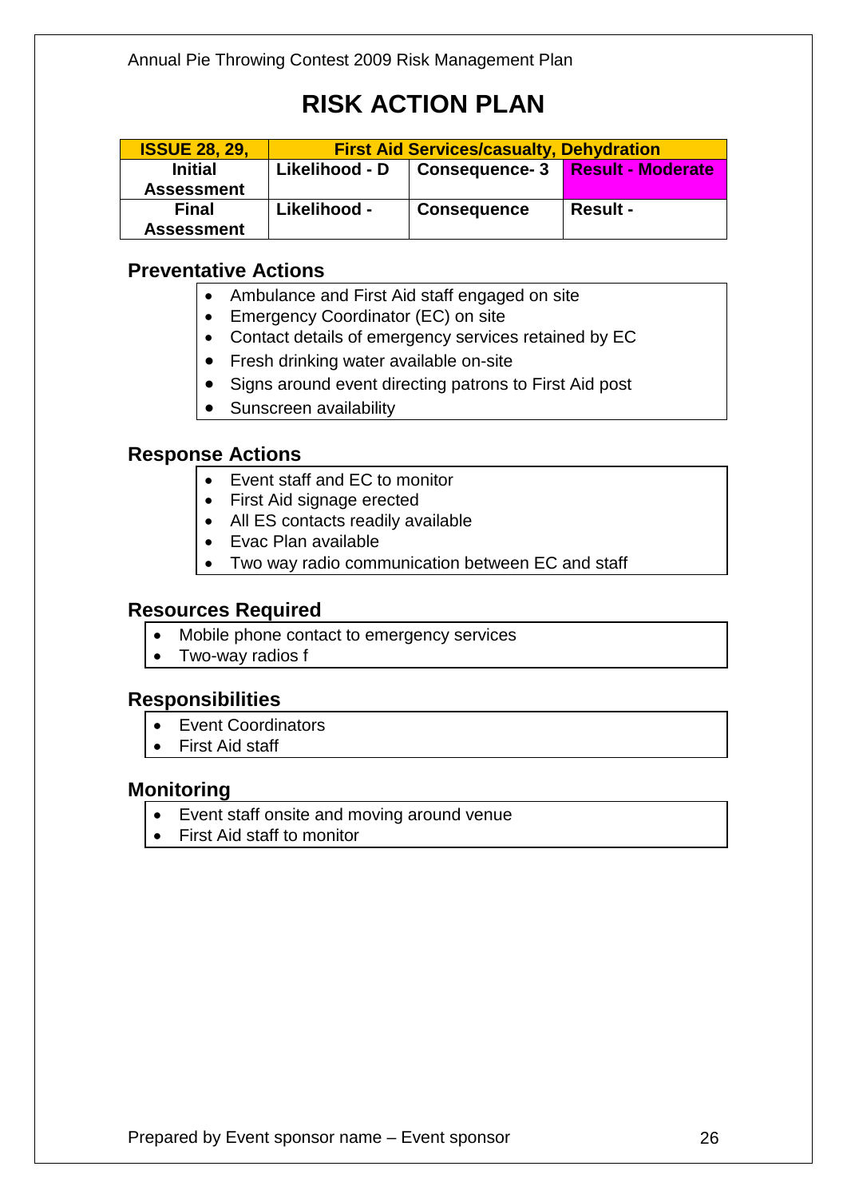# RISK ACTION PLAN

| ISSUE 28, 29, | First Aid Services/casualty, Dehydration | | |
|---|---|---|---|
| Initial Assessment | Likelihood - D | Consequence- 3 | Result - Moderate |
| Final Assessment | Likelihood - | Consequence | Result - |

## Preventative Actions

- Ambulance and First Aid staff engaged on site
- Emergency Coordinator (EC) on site
- Contact details of emergency services retained by EC
- Fresh drinking water available on-site
- Signs around event directing patrons to First Aid post
- Sunscreen availability

## Response Actions

- Event staff and EC to monitor
- First Aid signage erected
- All ES contacts readily available
- Evac Plan available
- Two way radio communication between EC and staff

## Resources Required

- Mobile phone contact to emergency services
- Two-way radios f

## Responsibilities

- Event Coordinators
- First Aid staff

## Monitoring

- Event staff onsite and moving around venue
- First Aid staff to monitor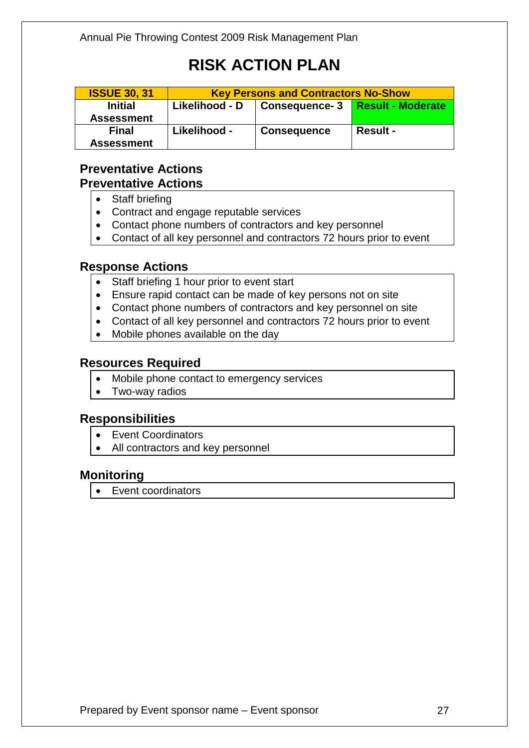# RISK ACTION PLAN

| ISSUE 30, 31 | Key Persons and Contractors No-Show | | |
|---|---|---|---|
| Initial Assessment | Likelihood - D | Consequence- 3 | Result - Moderate |
| Final Assessment | Likelihood - | Consequence | Result - |

## Preventative Actions

## Preventative Actions

- Staff briefing
- Contract and engage reputable services
- Contact phone numbers of contractors and key personnel
- Contact of all key personnel and contractors 72 hours prior to event

## Response Actions

- Staff briefing 1 hour prior to event start
- Ensure rapid contact can be made of key persons not on site
- Contact phone numbers of contractors and key personnel on site
- Contact of all key personnel and contractors 72 hours prior to event
- Mobile phones available on the day

## Resources Required

- Mobile phone contact to emergency services
- Two-way radios

## Responsibilities

- Event Coordinators
- All contractors and key personnel

## Monitoring

- Event coordinators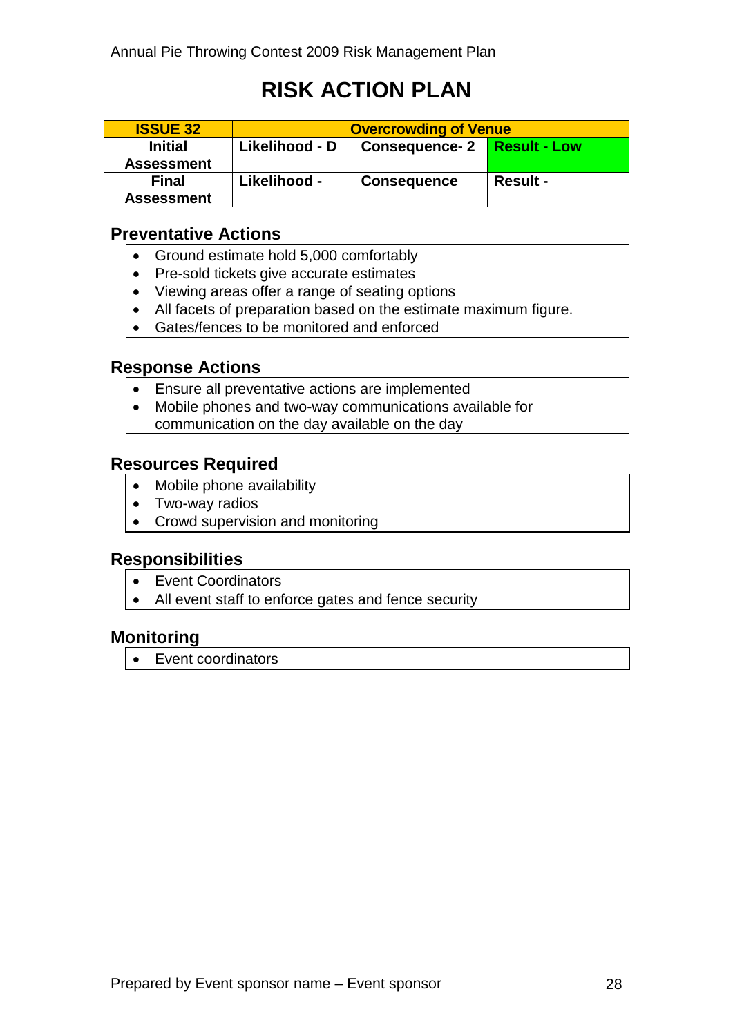# RISK ACTION PLAN

| ISSUE 32 | Overcrowding of Venue | | |
|---|---|---|---|
| **Initial Assessment** | **Likelihood - D** | **Consequence- 2** | **Result - Low** |
| **Final Assessment** | **Likelihood -** | **Consequence** | **Result -** |

## Preventative Actions

- Ground estimate hold 5,000 comfortably
- Pre-sold tickets give accurate estimates
- Viewing areas offer a range of seating options
- All facets of preparation based on the estimate maximum figure.
- Gates/fences to be monitored and enforced

## Response Actions

- Ensure all preventative actions are implemented
- Mobile phones and two-way communications available for communication on the day available on the day

## Resources Required

- Mobile phone availability
- Two-way radios
- Crowd supervision and monitoring

## Responsibilities

- Event Coordinators
- All event staff to enforce gates and fence security

## Monitoring

- Event coordinators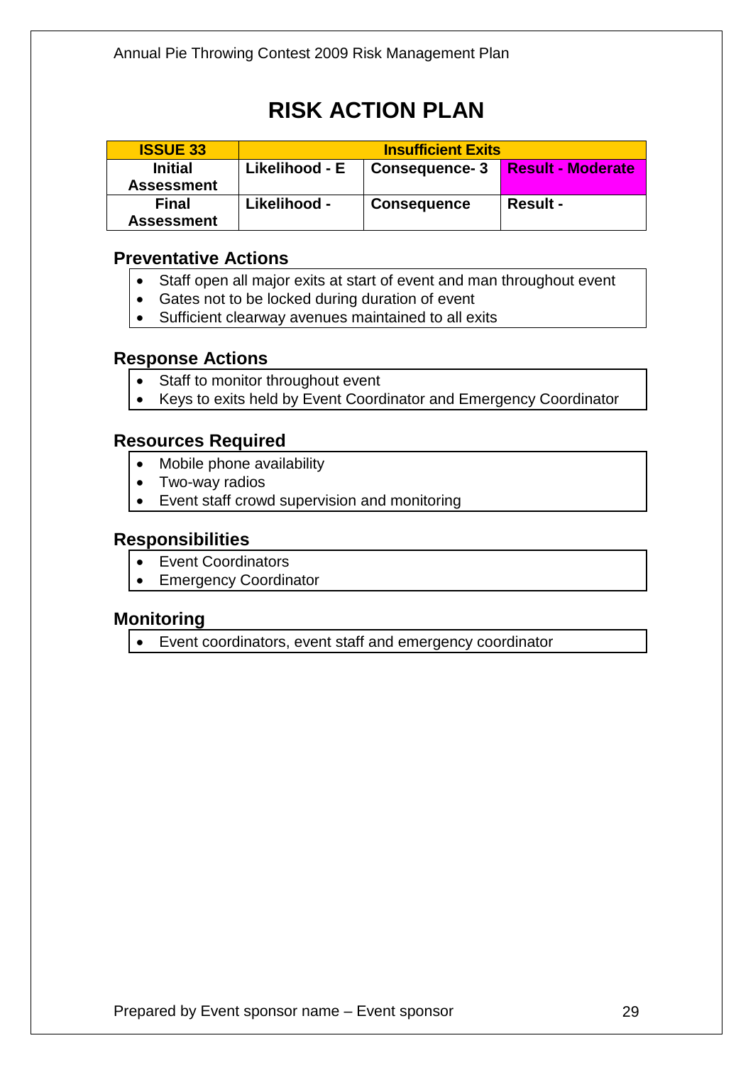# RISK ACTION PLAN

| ISSUE 33 | Insufficient Exits | | |
| --- | --- | --- | --- |
| Initial Assessment | Likelihood - E | Consequence- 3 | Result - Moderate |
| Final Assessment | Likelihood - | Consequence | Result - |

## Preventative Actions

- Staff open all major exits at start of event and man throughout event
- Gates not to be locked during duration of event
- Sufficient clearway avenues maintained to all exits

## Response Actions

- Staff to monitor throughout event
- Keys to exits held by Event Coordinator and Emergency Coordinator

## Resources Required

- Mobile phone availability
- Two-way radios
- Event staff crowd supervision and monitoring

## Responsibilities

- Event Coordinators
- Emergency Coordinator

## Monitoring

- Event coordinators, event staff and emergency coordinator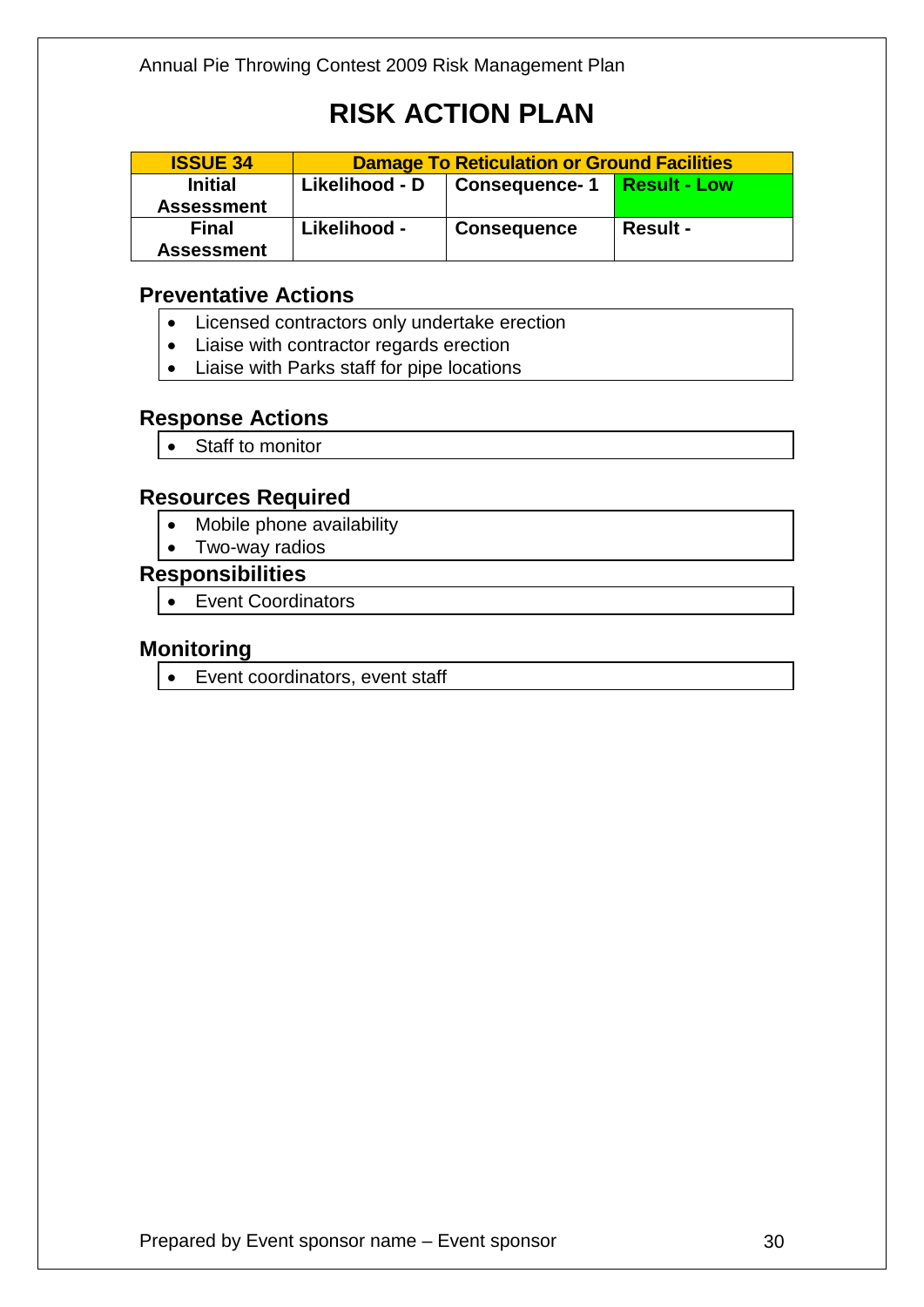# RISK ACTION PLAN

| ISSUE 34 | Damage To Reticulation or Ground Facilities | | |
|---|---|---|---|
| **Initial Assessment** | **Likelihood - D** | **Consequence- 1** | **Result - Low** |
| **Final Assessment** | **Likelihood -** | **Consequence** | **Result -** |

## Preventative Actions

- Licensed contractors only undertake erection
- Liaise with contractor regards erection
- Liaise with Parks staff for pipe locations

## Response Actions

- Staff to monitor

## Resources Required

- Mobile phone availability
- Two-way radios

## Responsibilities

- Event Coordinators

## Monitoring

- Event coordinators, event staff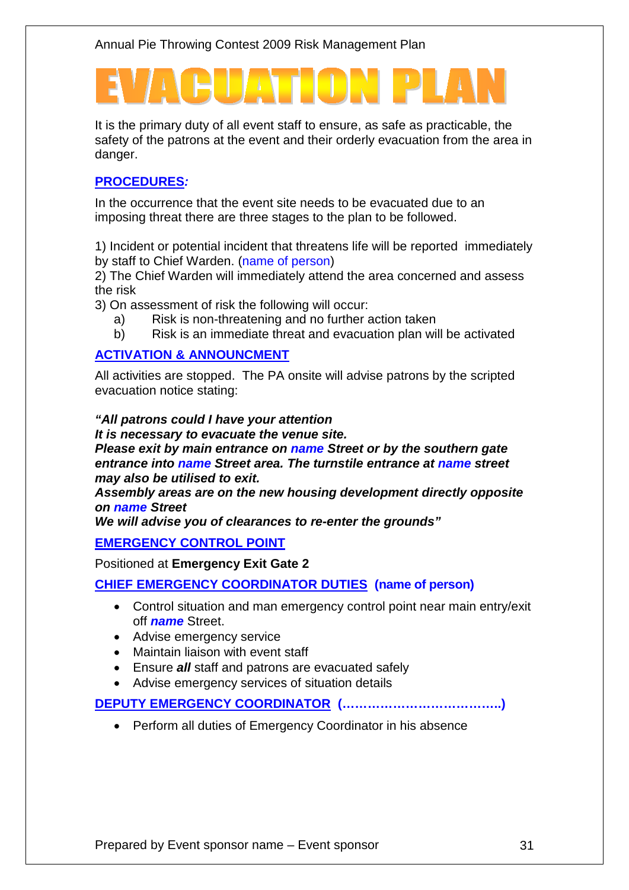# EVACUATION PLAN

It is the primary duty of all event staff to ensure, as safe as practicable, the safety of the patrons at the event and their orderly evacuation from the area in danger.

## PROCEDURES:

In the occurrence that the event site needs to be evacuated due to an imposing threat there are three stages to the plan to be followed.

1) Incident or potential incident that threatens life will be reported immediately by staff to Chief Warden. (name of person)
2) The Chief Warden will immediately attend the area concerned and assess the risk
3) On assessment of risk the following will occur:
   a) Risk is non-threatening and no further action taken
   b) Risk is an immediate threat and evacuation plan will be activated

## ACTIVATION & ANNOUNCMENT

All activities are stopped. The PA onsite will advise patrons by the scripted evacuation notice stating:

***"All patrons could I have your attention***
***It is necessary to evacuate the venue site.***
***Please exit by main entrance on name Street or by the southern gate entrance into name Street area. The turnstile entrance at name street may also be utilised to exit.***
***Assembly areas are on the new housing development directly opposite on name Street***
***We will advise you of clearances to re-enter the grounds"***

## EMERGENCY CONTROL POINT

Positioned at **Emergency Exit Gate 2**

## CHIEF EMERGENCY COORDINATOR DUTIES (name of person)

- Control situation and man emergency control point near main entry/exit off ***name*** Street.
- Advise emergency service
- Maintain liaison with event staff
- Ensure ***all*** staff and patrons are evacuated safely
- Advise emergency services of situation details

## DEPUTY EMERGENCY COORDINATOR (………………………………)

- Perform all duties of Emergency Coordinator in his absence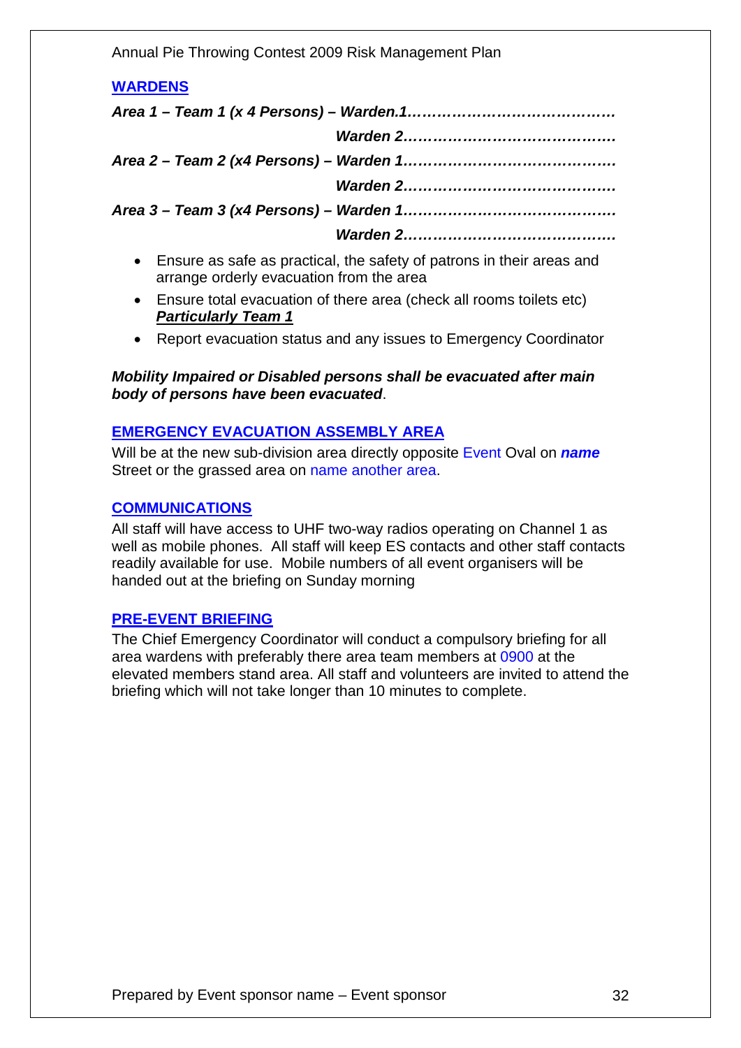## WARDENS

***Area 1 – Team 1 (x 4 Persons) – Warden.1……………………………………***

***Warden 2……………………………………***

***Area 2 – Team 2 (x4 Persons) – Warden 1……………………………………***

***Warden 2……………………………………***

***Area 3 – Team 3 (x4 Persons) – Warden 1……………………………………***

***Warden 2……………………………………***

- Ensure as safe as practical, the safety of patrons in their areas and arrange orderly evacuation from the area
- Ensure total evacuation of there area (check all rooms toilets etc) ***Particularly Team 1***
- Report evacuation status and any issues to Emergency Coordinator

***Mobility Impaired or Disabled persons shall be evacuated after main body of persons have been evacuated***.

## EMERGENCY EVACUATION ASSEMBLY AREA

Will be at the new sub-division area directly opposite Event Oval on ***name*** Street or the grassed area on name another area.

## COMMUNICATIONS

All staff will have access to UHF two-way radios operating on Channel 1 as well as mobile phones. All staff will keep ES contacts and other staff contacts readily available for use. Mobile numbers of all event organisers will be handed out at the briefing on Sunday morning

## PRE-EVENT BRIEFING

The Chief Emergency Coordinator will conduct a compulsory briefing for all area wardens with preferably there area team members at 0900 at the elevated members stand area. All staff and volunteers are invited to attend the briefing which will not take longer than 10 minutes to complete.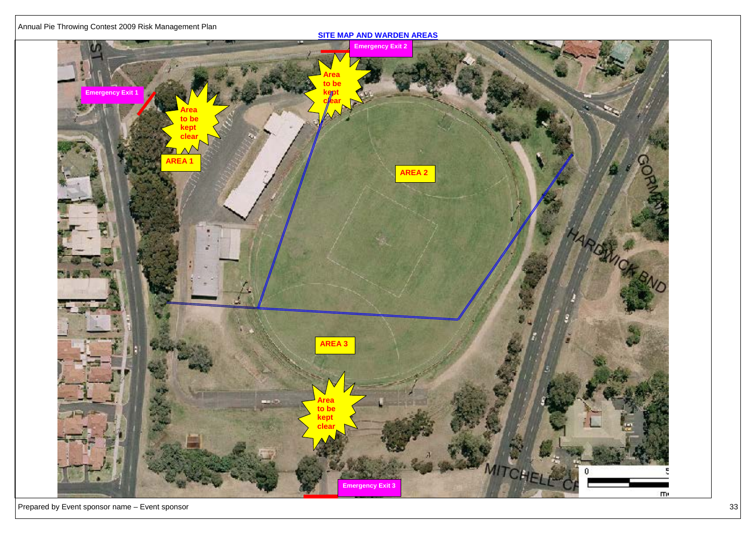## SITE MAP AND WARDEN AREAS

Emergency Exit 1

Emergency Exit 2

Emergency Exit 3

Area to be kept clear

Area to be kept clear

Area to be kept clear

AREA 1

AREA 2

AREA 3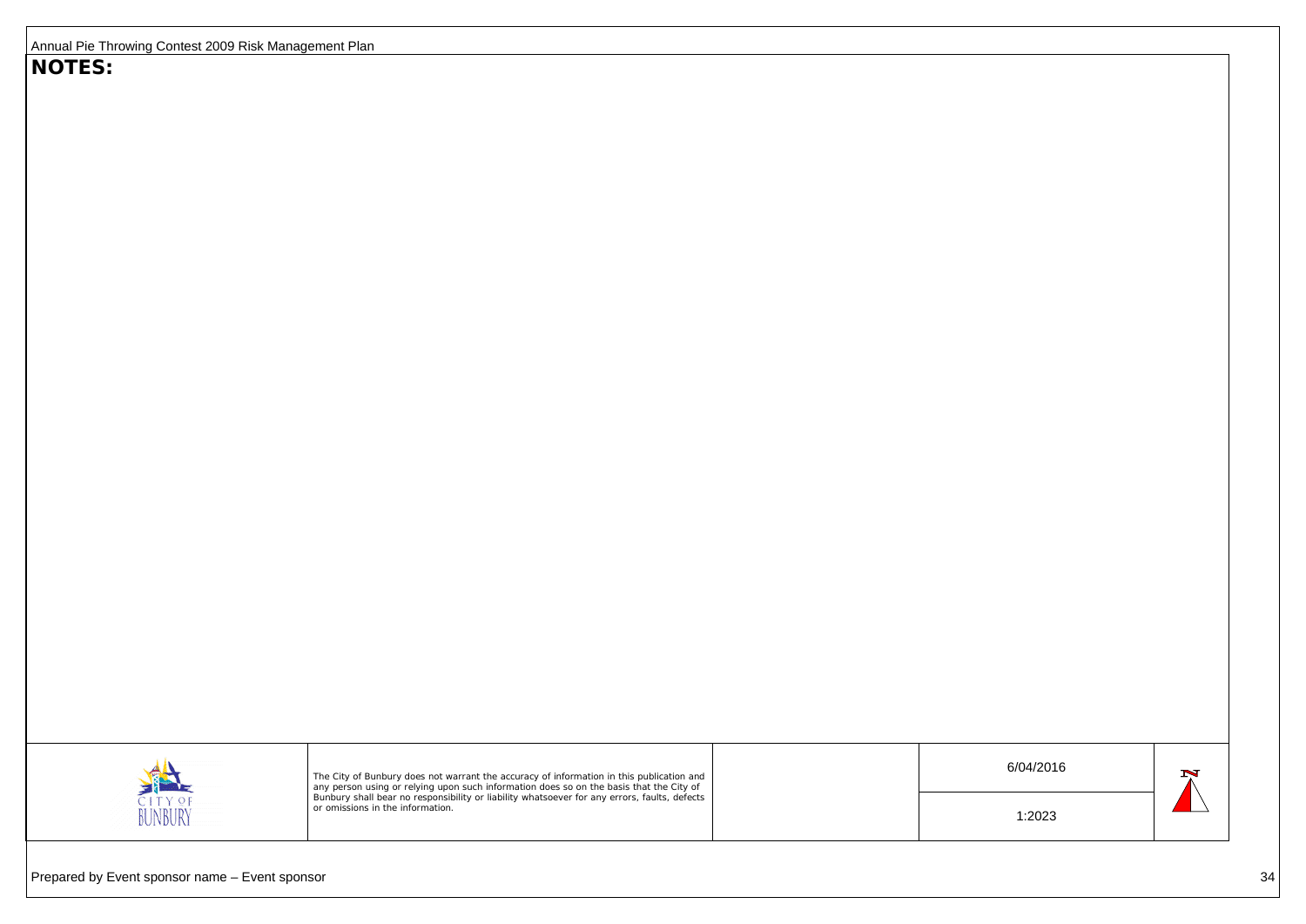**NOTES:**

| | | | | |
|---|---|---|---|---|
| CITY OF BUNBURY | The City of Bunbury does not warrant the accuracy of information in this publication and any person using or relying upon such information does so on the basis that the City of Bunbury shall bear no responsibility or liability whatsoever for any errors, faults, defects or omissions in the information. | | 6/04/2016<br>1:2023 | N |